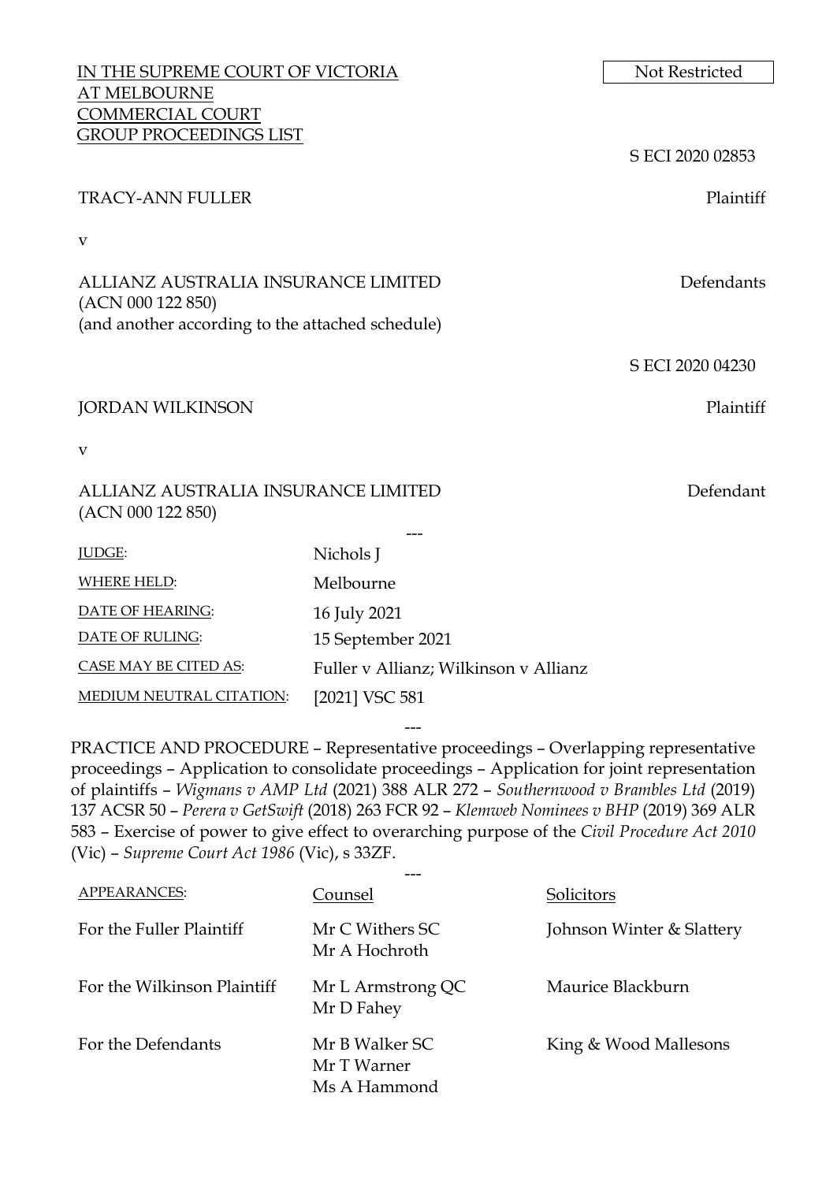IN THE SUPREME COURT OF VICTORIA
AT MELBOURNE
COMMERCIAL COURT
GROUP PROCEEDINGS LIST

Not Restricted

S ECI 2020 02853

TRACY-ANN FULLER — Plaintiff

v

ALLIANZ AUSTRALIA INSURANCE LIMITED (ACN 000 122 850) (and another according to the attached schedule) — Defendants

S ECI 2020 04230

JORDAN WILKINSON — Plaintiff

v

ALLIANZ AUSTRALIA INSURANCE LIMITED (ACN 000 122 850) — Defendant

---

| | |
|---|---|
| JUDGE: | Nichols J |
| WHERE HELD: | Melbourne |
| DATE OF HEARING: | 16 July 2021 |
| DATE OF RULING: | 15 September 2021 |
| CASE MAY BE CITED AS: | Fuller v Allianz; Wilkinson v Allianz |
| MEDIUM NEUTRAL CITATION: | [2021] VSC 581 |

---

PRACTICE AND PROCEDURE – Representative proceedings – Overlapping representative proceedings – Application to consolidate proceedings – Application for joint representation of plaintiffs – *Wigmans v AMP Ltd* (2021) 388 ALR 272 – *Southernwood v Brambles Ltd* (2019) 137 ACSR 50 – *Perera v GetSwift* (2018) 263 FCR 92 – *Klemweb Nominees v BHP* (2019) 369 ALR 583 – Exercise of power to give effect to overarching purpose of the *Civil Procedure Act 2010* (Vic) – *Supreme Court Act 1986* (Vic), s 33ZF.

---

| APPEARANCES: | Counsel | Solicitors |
|---|---|---|
| For the Fuller Plaintiff | Mr C Withers SC<br>Mr A Hochroth | Johnson Winter & Slattery |
| For the Wilkinson Plaintiff | Mr L Armstrong QC<br>Mr D Fahey | Maurice Blackburn |
| For the Defendants | Mr B Walker SC<br>Mr T Warner<br>Ms A Hammond | King & Wood Mallesons |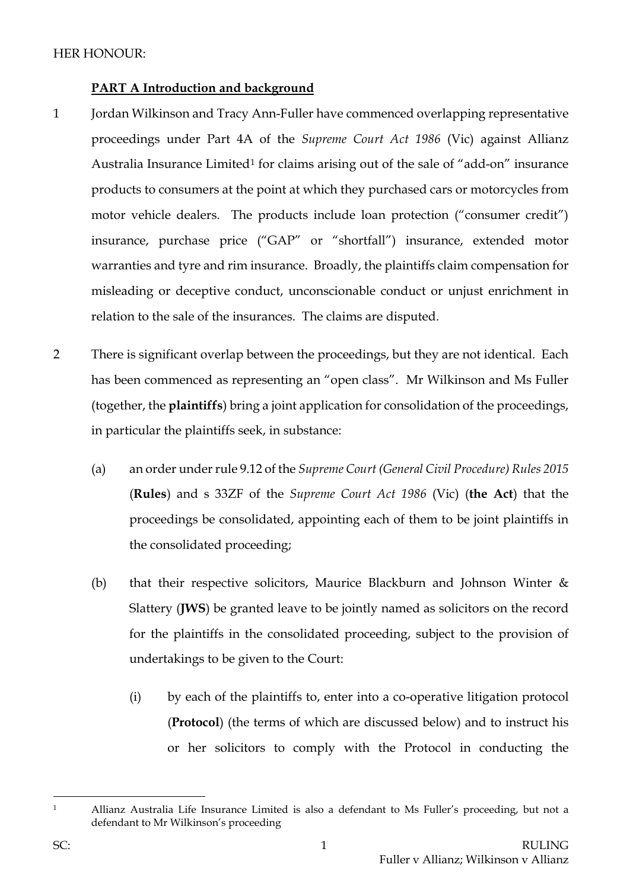HER HONOUR:

**PART A Introduction and background**

1 Jordan Wilkinson and Tracy Ann-Fuller have commenced overlapping representative proceedings under Part 4A of the *Supreme Court Act 1986* (Vic) against Allianz Australia Insurance Limited[1] for claims arising out of the sale of "add-on" insurance products to consumers at the point at which they purchased cars or motorcycles from motor vehicle dealers. The products include loan protection ("consumer credit") insurance, purchase price ("GAP" or "shortfall") insurance, extended motor warranties and tyre and rim insurance. Broadly, the plaintiffs claim compensation for misleading or deceptive conduct, unconscionable conduct or unjust enrichment in relation to the sale of the insurances. The claims are disputed.

2 There is significant overlap between the proceedings, but they are not identical. Each has been commenced as representing an "open class". Mr Wilkinson and Ms Fuller (together, the **plaintiffs**) bring a joint application for consolidation of the proceedings, in particular the plaintiffs seek, in substance:

   (a) an order under rule 9.12 of the *Supreme Court (General Civil Procedure) Rules 2015* (**Rules**) and s 33ZF of the *Supreme Court Act 1986* (Vic) (**the Act**) that the proceedings be consolidated, appointing each of them to be joint plaintiffs in the consolidated proceeding;

   (b) that their respective solicitors, Maurice Blackburn and Johnson Winter & Slattery (**JWS**) be granted leave to be jointly named as solicitors on the record for the plaintiffs in the consolidated proceeding, subject to the provision of undertakings to be given to the Court:

      (i) by each of the plaintiffs to, enter into a co-operative litigation protocol (**Protocol**) (the terms of which are discussed below) and to instruct his or her solicitors to comply with the Protocol in conducting the

[1] Allianz Australia Life Insurance Limited is also a defendant to Ms Fuller's proceeding, but not a defendant to Mr Wilkinson's proceeding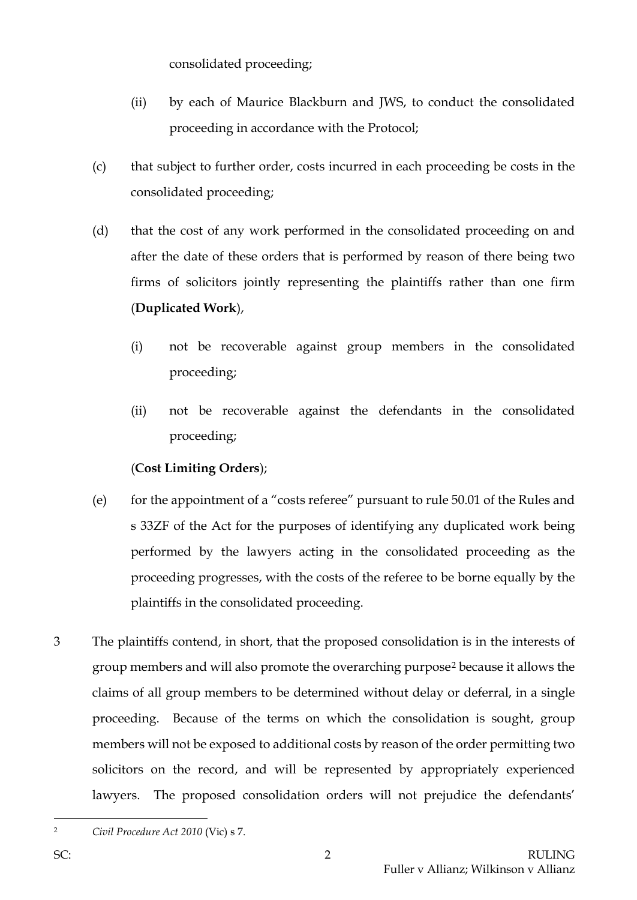consolidated proceeding;

(ii) by each of Maurice Blackburn and JWS, to conduct the consolidated proceeding in accordance with the Protocol;

(c) that subject to further order, costs incurred in each proceeding be costs in the consolidated proceeding;

(d) that the cost of any work performed in the consolidated proceeding on and after the date of these orders that is performed by reason of there being two firms of solicitors jointly representing the plaintiffs rather than one firm (**Duplicated Work**),

(i) not be recoverable against group members in the consolidated proceeding;

(ii) not be recoverable against the defendants in the consolidated proceeding;

(**Cost Limiting Orders**);

(e) for the appointment of a "costs referee" pursuant to rule 50.01 of the Rules and s 33ZF of the Act for the purposes of identifying any duplicated work being performed by the lawyers acting in the consolidated proceeding as the proceeding progresses, with the costs of the referee to be borne equally by the plaintiffs in the consolidated proceeding.

3 The plaintiffs contend, in short, that the proposed consolidation is in the interests of group members and will also promote the overarching purpose[2] because it allows the claims of all group members to be determined without delay or deferral, in a single proceeding. Because of the terms on which the consolidation is sought, group members will not be exposed to additional costs by reason of the order permitting two solicitors on the record, and will be represented by appropriately experienced lawyers. The proposed consolidation orders will not prejudice the defendants'

---

[2] *Civil Procedure Act 2010* (Vic) s 7.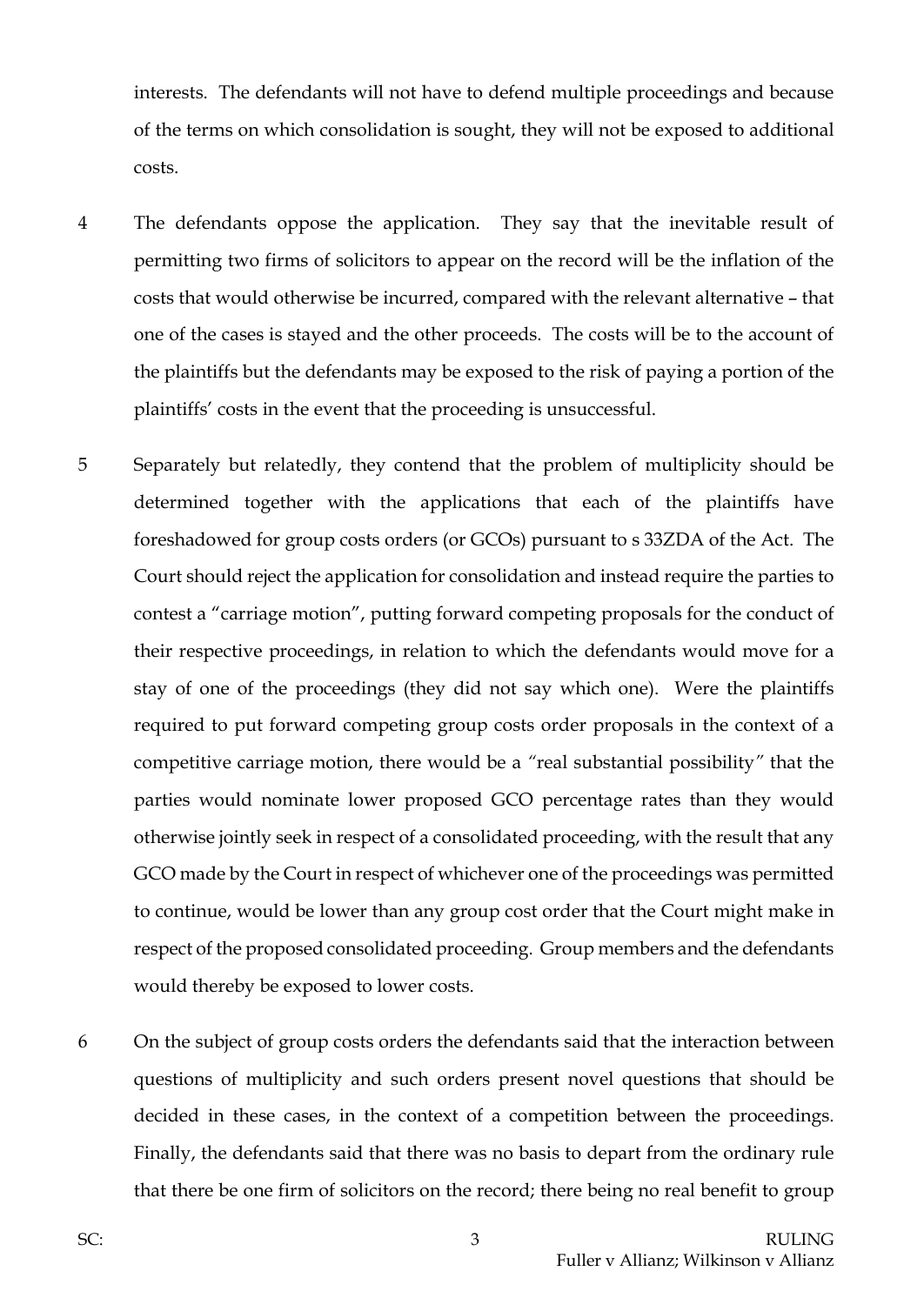interests. The defendants will not have to defend multiple proceedings and because of the terms on which consolidation is sought, they will not be exposed to additional costs.

4 The defendants oppose the application. They say that the inevitable result of permitting two firms of solicitors to appear on the record will be the inflation of the costs that would otherwise be incurred, compared with the relevant alternative – that one of the cases is stayed and the other proceeds. The costs will be to the account of the plaintiffs but the defendants may be exposed to the risk of paying a portion of the plaintiffs' costs in the event that the proceeding is unsuccessful.

5 Separately but relatedly, they contend that the problem of multiplicity should be determined together with the applications that each of the plaintiffs have foreshadowed for group costs orders (or GCOs) pursuant to s 33ZDA of the Act. The Court should reject the application for consolidation and instead require the parties to contest a "carriage motion", putting forward competing proposals for the conduct of their respective proceedings, in relation to which the defendants would move for a stay of one of the proceedings (they did not say which one). Were the plaintiffs required to put forward competing group costs order proposals in the context of a competitive carriage motion, there would be a "real substantial possibility" that the parties would nominate lower proposed GCO percentage rates than they would otherwise jointly seek in respect of a consolidated proceeding, with the result that any GCO made by the Court in respect of whichever one of the proceedings was permitted to continue, would be lower than any group cost order that the Court might make in respect of the proposed consolidated proceeding. Group members and the defendants would thereby be exposed to lower costs.

6 On the subject of group costs orders the defendants said that the interaction between questions of multiplicity and such orders present novel questions that should be decided in these cases, in the context of a competition between the proceedings. Finally, the defendants said that there was no basis to depart from the ordinary rule that there be one firm of solicitors on the record; there being no real benefit to group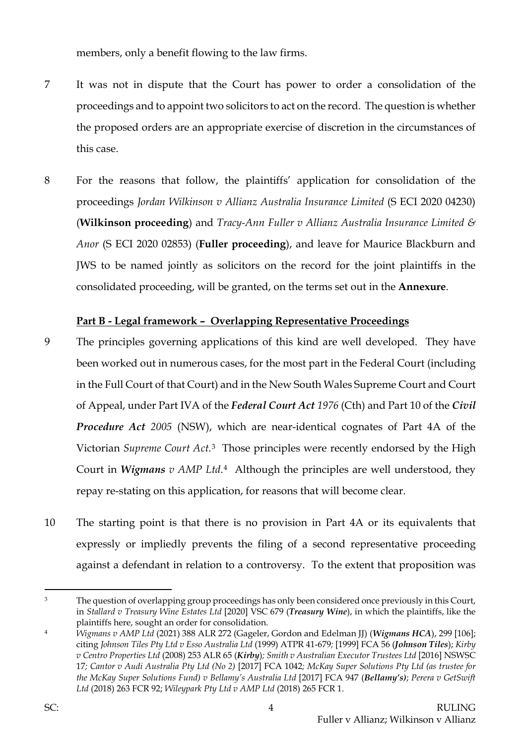members, only a benefit flowing to the law firms.

7 It was not in dispute that the Court has power to order a consolidation of the proceedings and to appoint two solicitors to act on the record. The question is whether the proposed orders are an appropriate exercise of discretion in the circumstances of this case.

8 For the reasons that follow, the plaintiffs' application for consolidation of the proceedings *Jordan Wilkinson v Allianz Australia Insurance Limited* (S ECI 2020 04230) (**Wilkinson proceeding**) and *Tracy-Ann Fuller v Allianz Australia Insurance Limited & Anor* (S ECI 2020 02853) (**Fuller proceeding**), and leave for Maurice Blackburn and JWS to be named jointly as solicitors on the record for the joint plaintiffs in the consolidated proceeding, will be granted, on the terms set out in the **Annexure**.

**Part B - Legal framework – Overlapping Representative Proceedings**

9 The principles governing applications of this kind are well developed. They have been worked out in numerous cases, for the most part in the Federal Court (including in the Full Court of that Court) and in the New South Wales Supreme Court and Court of Appeal, under Part IVA of the ***Federal Court Act*** *1976* (Cth) and Part 10 of the ***Civil Procedure Act*** *2005* (NSW), which are near-identical cognates of Part 4A of the Victorian *Supreme Court Act*.[3] Those principles were recently endorsed by the High Court in ***Wigmans*** *v AMP Ltd*.[4] Although the principles are well understood, they repay re-stating on this application, for reasons that will become clear.

10 The starting point is that there is no provision in Part 4A or its equivalents that expressly or impliedly prevents the filing of a second representative proceeding against a defendant in relation to a controversy. To the extent that proposition was

---

[3] The question of overlapping group proceedings has only been considered once previously in this Court, in *Stallard v Treasury Wine Estates Ltd* [2020] VSC 679 (***Treasury Wine***), in which the plaintiffs, like the plaintiffs here, sought an order for consolidation.

[4] *Wigmans v AMP Ltd* (2021) 388 ALR 272 (Gageler, Gordon and Edelman JJ) (***Wigmans HCA***), 299 [106]; citing *Johnson Tiles Pty Ltd v Esso Australia Ltd* (1999) ATPR 41-679; [1999] FCA 56 (***Johnson Tiles***); *Kirby v Centro Properties Ltd* (2008) 253 ALR 65 (***Kirby***); *Smith v Australian Executor Trustees Ltd* [2016] NSWSC 17; *Cantor v Audi Australia Pty Ltd (No 2)* [2017] FCA 1042; *McKay Super Solutions Pty Ltd (as trustee for the McKay Super Solutions Fund) v Bellamy's Australia Ltd* [2017] FCA 947 (***Bellamy's***); *Perera v GetSwift Ltd* (2018) 263 FCR 92; *Wileypark Pty Ltd v AMP Ltd* (2018) 265 FCR 1.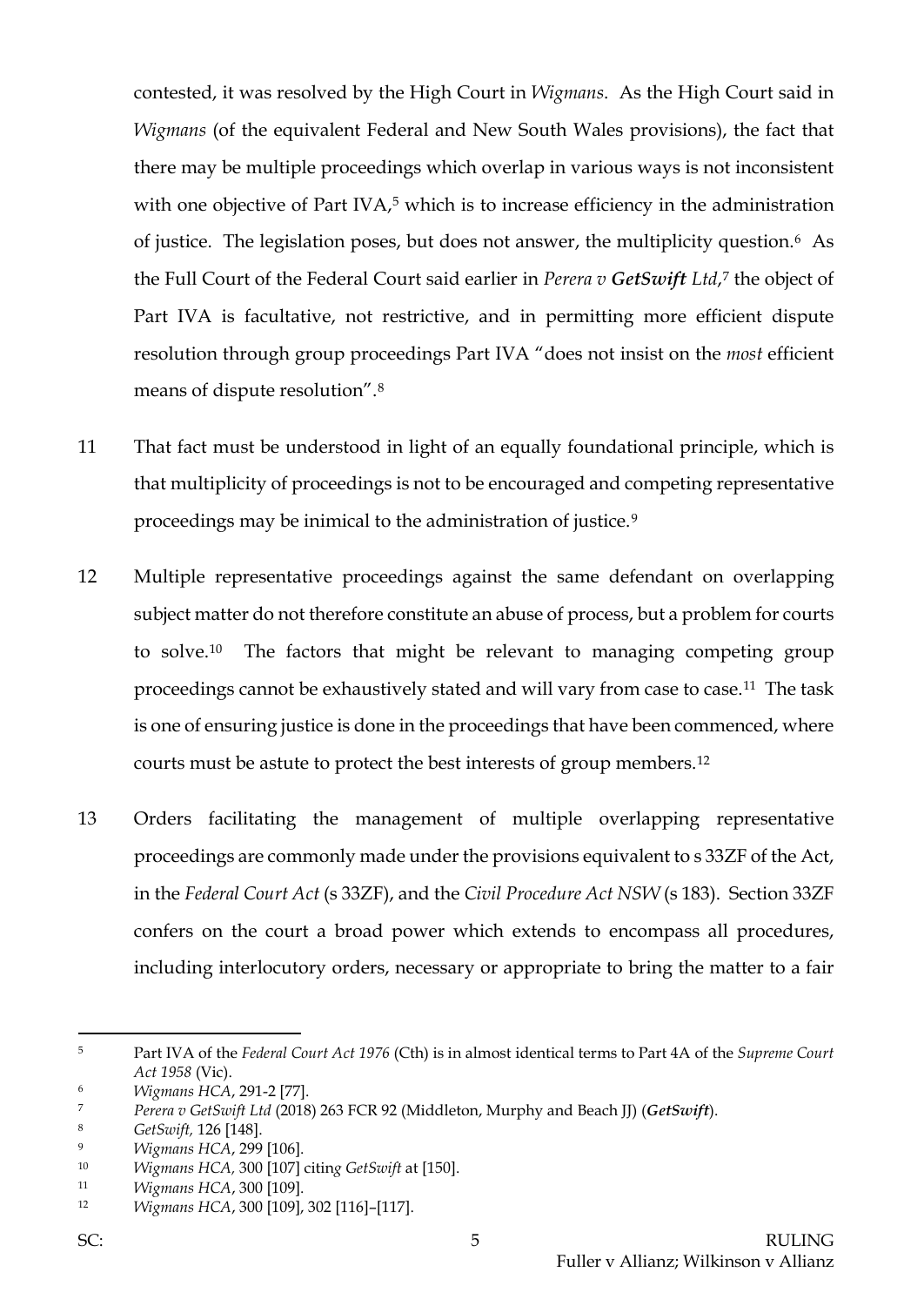contested, it was resolved by the High Court in *Wigmans*. As the High Court said in *Wigmans* (of the equivalent Federal and New South Wales provisions), the fact that there may be multiple proceedings which overlap in various ways is not inconsistent with one objective of Part IVA,[5] which is to increase efficiency in the administration of justice. The legislation poses, but does not answer, the multiplicity question.[6] As the Full Court of the Federal Court said earlier in *Perera v **GetSwift** Ltd*,[7] the object of Part IVA is facultative, not restrictive, and in permitting more efficient dispute resolution through group proceedings Part IVA "does not insist on the *most* efficient means of dispute resolution".[8]

11 That fact must be understood in light of an equally foundational principle, which is that multiplicity of proceedings is not to be encouraged and competing representative proceedings may be inimical to the administration of justice.[9]

12 Multiple representative proceedings against the same defendant on overlapping subject matter do not therefore constitute an abuse of process, but a problem for courts to solve.[10] The factors that might be relevant to managing competing group proceedings cannot be exhaustively stated and will vary from case to case.[11] The task is one of ensuring justice is done in the proceedings that have been commenced, where courts must be astute to protect the best interests of group members.[12]

13 Orders facilitating the management of multiple overlapping representative proceedings are commonly made under the provisions equivalent to s 33ZF of the Act, in the *Federal Court Act* (s 33ZF), and the *Civil Procedure Act NSW* (s 183). Section 33ZF confers on the court a broad power which extends to encompass all procedures, including interlocutory orders, necessary or appropriate to bring the matter to a fair

---

[5] Part IVA of the *Federal Court Act 1976* (Cth) is in almost identical terms to Part 4A of the *Supreme Court Act 1958* (Vic).

[6] *Wigmans HCA*, 291-2 [77].

[7] *Perera v GetSwift Ltd* (2018) 263 FCR 92 (Middleton, Murphy and Beach JJ) (***GetSwift***).

[8] *GetSwift*, 126 [148].

[9] *Wigmans HCA*, 299 [106].

[10] *Wigmans HCA*, 300 [107] citing *GetSwift* at [150].

[11] *Wigmans HCA*, 300 [109].

[12] *Wigmans HCA*, 300 [109], 302 [116]–[117].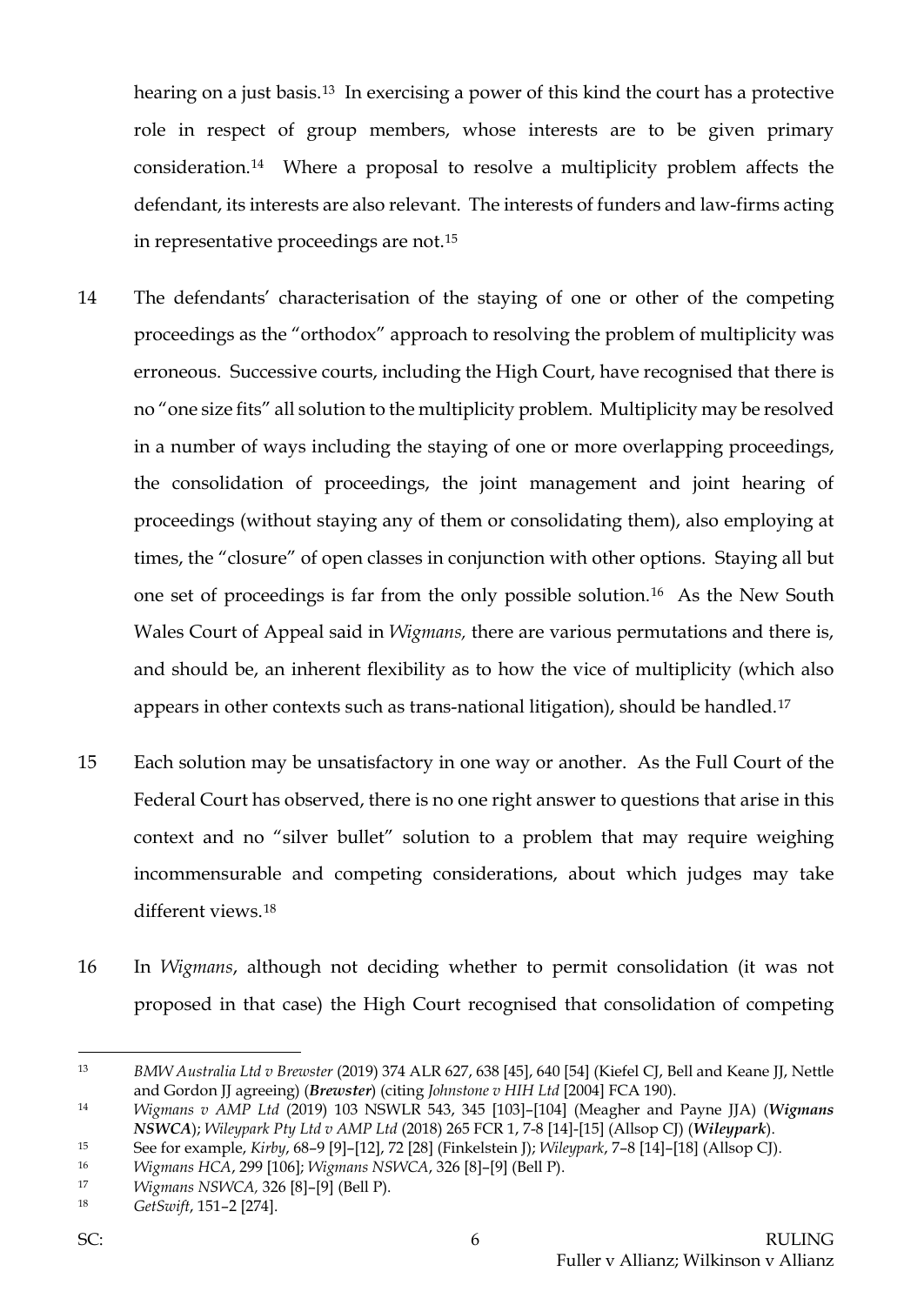hearing on a just basis.[13] In exercising a power of this kind the court has a protective role in respect of group members, whose interests are to be given primary consideration.[14] Where a proposal to resolve a multiplicity problem affects the defendant, its interests are also relevant. The interests of funders and law-firms acting in representative proceedings are not.[15]

14 The defendants' characterisation of the staying of one or other of the competing proceedings as the "orthodox" approach to resolving the problem of multiplicity was erroneous. Successive courts, including the High Court, have recognised that there is no "one size fits" all solution to the multiplicity problem. Multiplicity may be resolved in a number of ways including the staying of one or more overlapping proceedings, the consolidation of proceedings, the joint management and joint hearing of proceedings (without staying any of them or consolidating them), also employing at times, the "closure" of open classes in conjunction with other options. Staying all but one set of proceedings is far from the only possible solution.[16] As the New South Wales Court of Appeal said in *Wigmans,* there are various permutations and there is, and should be, an inherent flexibility as to how the vice of multiplicity (which also appears in other contexts such as trans-national litigation), should be handled.[17]

15 Each solution may be unsatisfactory in one way or another. As the Full Court of the Federal Court has observed, there is no one right answer to questions that arise in this context and no "silver bullet" solution to a problem that may require weighing incommensurable and competing considerations, about which judges may take different views.[18]

16 In *Wigmans*, although not deciding whether to permit consolidation (it was not proposed in that case) the High Court recognised that consolidation of competing

---

[13] *BMW Australia Ltd v Brewster* (2019) 374 ALR 627, 638 [45], 640 [54] (Kiefel CJ, Bell and Keane JJ, Nettle and Gordon JJ agreeing) (***Brewster***) (citing *Johnstone v HIH Ltd* [2004] FCA 190).

[14] *Wigmans v AMP Ltd* (2019) 103 NSWLR 543, 345 [103]–[104] (Meagher and Payne JJA) (***Wigmans NSWCA***); *Wileypark Pty Ltd v AMP Ltd* (2018) 265 FCR 1, 7-8 [14]-[15] (Allsop CJ) (***Wileypark***).

[15] See for example, *Kirby*, 68–9 [9]–[12], 72 [28] (Finkelstein J); *Wileypark*, 7–8 [14]–[18] (Allsop CJ).

[16] *Wigmans HCA*, 299 [106]; *Wigmans NSWCA*, 326 [8]–[9] (Bell P).

[17] *Wigmans NSWCA,* 326 [8]–[9] (Bell P).

[18] *GetSwift*, 151–2 [274].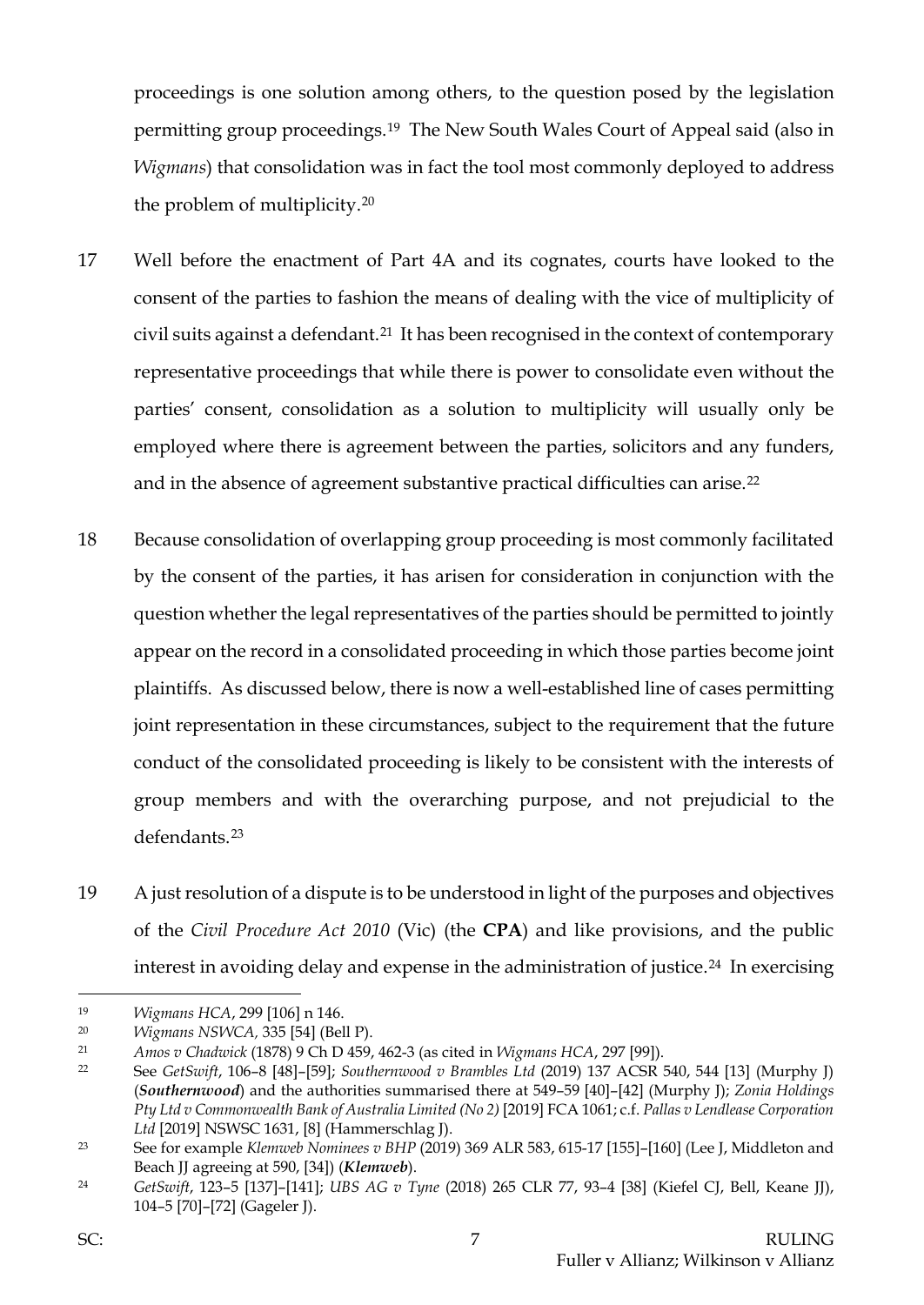proceedings is one solution among others, to the question posed by the legislation permitting group proceedings.[19] The New South Wales Court of Appeal said (also in *Wigmans*) that consolidation was in fact the tool most commonly deployed to address the problem of multiplicity.[20]

17 Well before the enactment of Part 4A and its cognates, courts have looked to the consent of the parties to fashion the means of dealing with the vice of multiplicity of civil suits against a defendant.[21] It has been recognised in the context of contemporary representative proceedings that while there is power to consolidate even without the parties' consent, consolidation as a solution to multiplicity will usually only be employed where there is agreement between the parties, solicitors and any funders, and in the absence of agreement substantive practical difficulties can arise.[22]

18 Because consolidation of overlapping group proceeding is most commonly facilitated by the consent of the parties, it has arisen for consideration in conjunction with the question whether the legal representatives of the parties should be permitted to jointly appear on the record in a consolidated proceeding in which those parties become joint plaintiffs. As discussed below, there is now a well-established line of cases permitting joint representation in these circumstances, subject to the requirement that the future conduct of the consolidated proceeding is likely to be consistent with the interests of group members and with the overarching purpose, and not prejudicial to the defendants.[23]

19 A just resolution of a dispute is to be understood in light of the purposes and objectives of the *Civil Procedure Act 2010* (Vic) (the **CPA**) and like provisions, and the public interest in avoiding delay and expense in the administration of justice.[24] In exercising

---

[19] *Wigmans HCA*, 299 [106] n 146.

[20] *Wigmans NSWCA,* 335 [54] (Bell P).

[21] *Amos v Chadwick* (1878) 9 Ch D 459, 462-3 (as cited in *Wigmans HCA*, 297 [99]).

[22] See *GetSwift*, 106–8 [48]–[59]; *Southernwood v Brambles Ltd* (2019) 137 ACSR 540, 544 [13] (Murphy J) (***Southernwood***) and the authorities summarised there at 549–59 [40]–[42] (Murphy J); *Zonia Holdings Pty Ltd v Commonwealth Bank of Australia Limited (No 2)* [2019] FCA 1061; c.f. *Pallas v Lendlease Corporation Ltd* [2019] NSWSC 1631, [8] (Hammerschlag J).

[23] See for example *Klemweb Nominees v BHP* (2019) 369 ALR 583, 615-17 [155]–[160] (Lee J, Middleton and Beach JJ agreeing at 590, [34]) (***Klemweb***).

[24] *GetSwift*, 123–5 [137]–[141]; *UBS AG v Tyne* (2018) 265 CLR 77, 93–4 [38] (Kiefel CJ, Bell, Keane JJ), 104–5 [70]–[72] (Gageler J).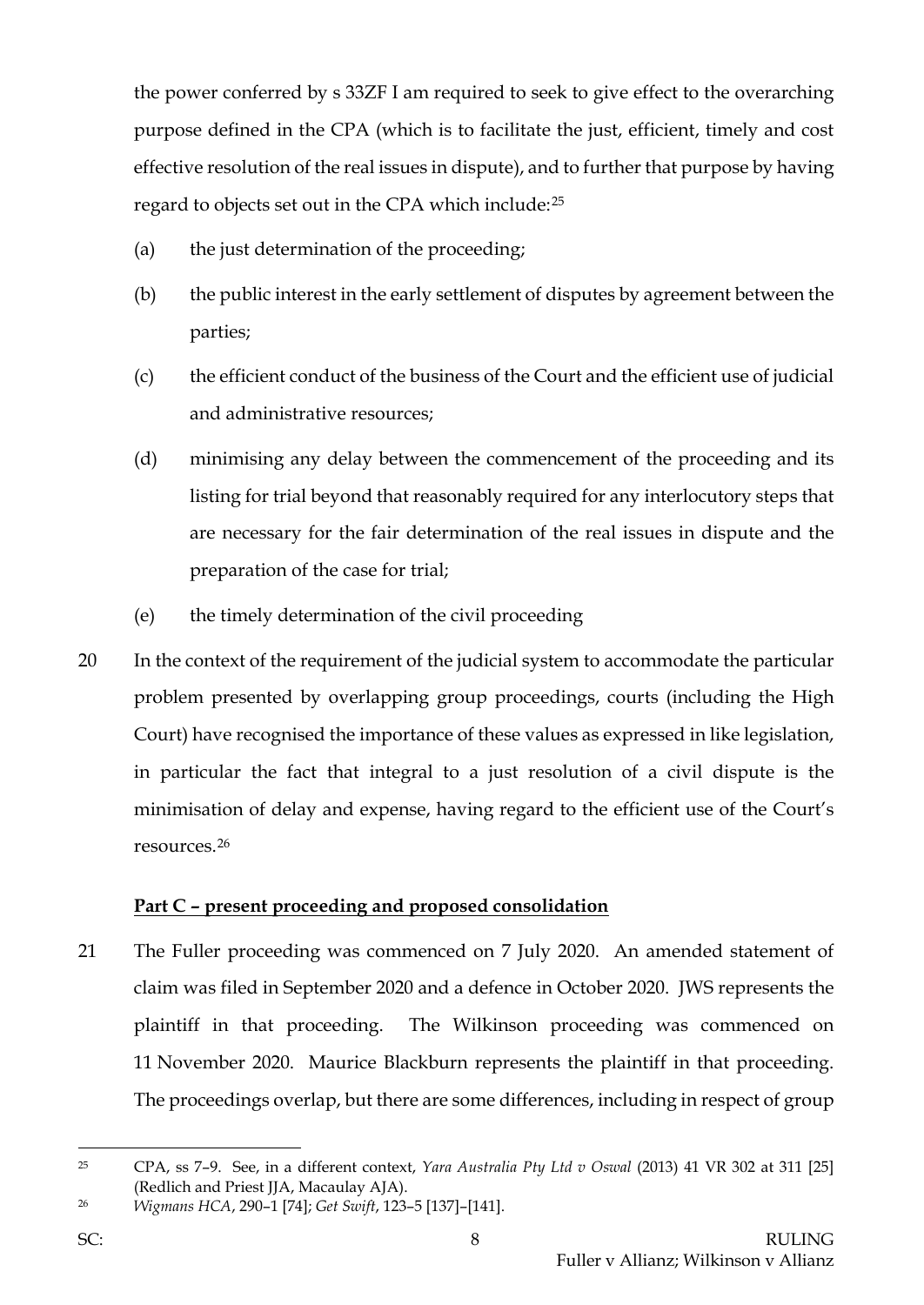the power conferred by s 33ZF I am required to seek to give effect to the overarching purpose defined in the CPA (which is to facilitate the just, efficient, timely and cost effective resolution of the real issues in dispute), and to further that purpose by having regard to objects set out in the CPA which include:[25]

(a) the just determination of the proceeding;

(b) the public interest in the early settlement of disputes by agreement between the parties;

(c) the efficient conduct of the business of the Court and the efficient use of judicial and administrative resources;

(d) minimising any delay between the commencement of the proceeding and its listing for trial beyond that reasonably required for any interlocutory steps that are necessary for the fair determination of the real issues in dispute and the preparation of the case for trial;

(e) the timely determination of the civil proceeding

20 In the context of the requirement of the judicial system to accommodate the particular problem presented by overlapping group proceedings, courts (including the High Court) have recognised the importance of these values as expressed in like legislation, in particular the fact that integral to a just resolution of a civil dispute is the minimisation of delay and expense, having regard to the efficient use of the Court's resources.[26]

**<u>Part C – present proceeding and proposed consolidation</u>**

21 The Fuller proceeding was commenced on 7 July 2020. An amended statement of claim was filed in September 2020 and a defence in October 2020. JWS represents the plaintiff in that proceeding. The Wilkinson proceeding was commenced on 11 November 2020. Maurice Blackburn represents the plaintiff in that proceeding. The proceedings overlap, but there are some differences, including in respect of group

---

[25] CPA, ss 7–9. See, in a different context, *Yara Australia Pty Ltd v Oswal* (2013) 41 VR 302 at 311 [25] (Redlich and Priest JJA, Macaulay AJA).

[26] *Wigmans HCA*, 290–1 [74]; *Get Swift*, 123–5 [137]–[141].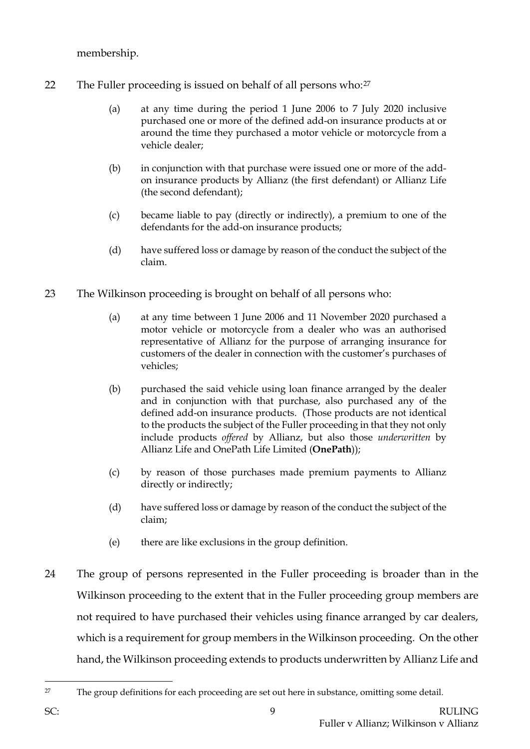membership.

22 The Fuller proceeding is issued on behalf of all persons who:[27]

(a) at any time during the period 1 June 2006 to 7 July 2020 inclusive purchased one or more of the defined add-on insurance products at or around the time they purchased a motor vehicle or motorcycle from a vehicle dealer;

(b) in conjunction with that purchase were issued one or more of the add-on insurance products by Allianz (the first defendant) or Allianz Life (the second defendant);

(c) became liable to pay (directly or indirectly), a premium to one of the defendants for the add-on insurance products;

(d) have suffered loss or damage by reason of the conduct the subject of the claim.

23 The Wilkinson proceeding is brought on behalf of all persons who:

(a) at any time between 1 June 2006 and 11 November 2020 purchased a motor vehicle or motorcycle from a dealer who was an authorised representative of Allianz for the purpose of arranging insurance for customers of the dealer in connection with the customer's purchases of vehicles;

(b) purchased the said vehicle using loan finance arranged by the dealer and in conjunction with that purchase, also purchased any of the defined add-on insurance products. (Those products are not identical to the products the subject of the Fuller proceeding in that they not only include products *offered* by Allianz, but also those *underwritten* by Allianz Life and OnePath Life Limited (**OnePath**));

(c) by reason of those purchases made premium payments to Allianz directly or indirectly;

(d) have suffered loss or damage by reason of the conduct the subject of the claim;

(e) there are like exclusions in the group definition.

24 The group of persons represented in the Fuller proceeding is broader than in the Wilkinson proceeding to the extent that in the Fuller proceeding group members are not required to have purchased their vehicles using finance arranged by car dealers, which is a requirement for group members in the Wilkinson proceeding. On the other hand, the Wilkinson proceeding extends to products underwritten by Allianz Life and

---

[27] The group definitions for each proceeding are set out here in substance, omitting some detail.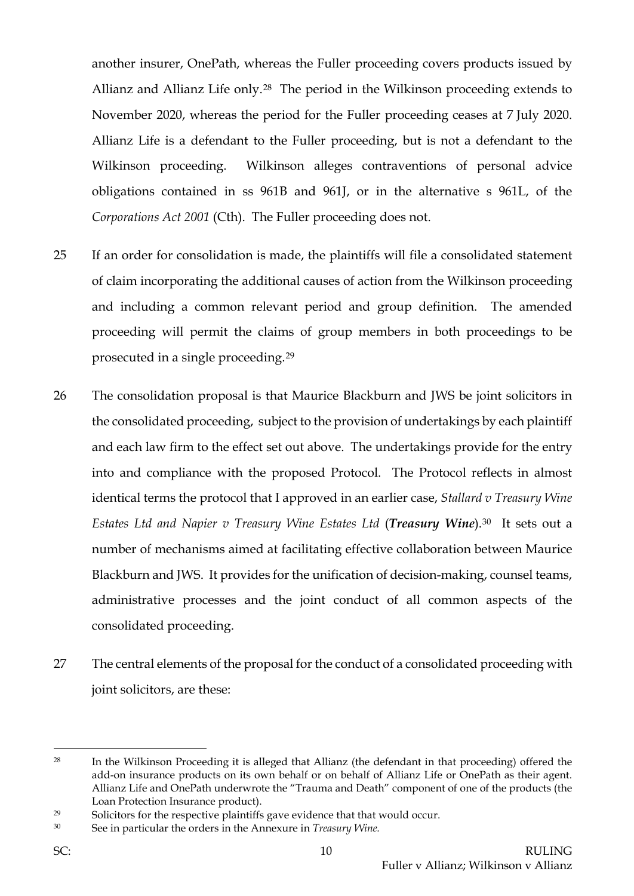another insurer, OnePath, whereas the Fuller proceeding covers products issued by Allianz and Allianz Life only.[28] The period in the Wilkinson proceeding extends to November 2020, whereas the period for the Fuller proceeding ceases at 7 July 2020. Allianz Life is a defendant to the Fuller proceeding, but is not a defendant to the Wilkinson proceeding. Wilkinson alleges contraventions of personal advice obligations contained in ss 961B and 961J, or in the alternative s 961L, of the *Corporations Act 2001* (Cth). The Fuller proceeding does not.

25 If an order for consolidation is made, the plaintiffs will file a consolidated statement of claim incorporating the additional causes of action from the Wilkinson proceeding and including a common relevant period and group definition. The amended proceeding will permit the claims of group members in both proceedings to be prosecuted in a single proceeding.[29]

26 The consolidation proposal is that Maurice Blackburn and JWS be joint solicitors in the consolidated proceeding, subject to the provision of undertakings by each plaintiff and each law firm to the effect set out above. The undertakings provide for the entry into and compliance with the proposed Protocol. The Protocol reflects in almost identical terms the protocol that I approved in an earlier case, *Stallard v Treasury Wine Estates Ltd and Napier v Treasury Wine Estates Ltd* (***Treasury Wine***).[30] It sets out a number of mechanisms aimed at facilitating effective collaboration between Maurice Blackburn and JWS. It provides for the unification of decision-making, counsel teams, administrative processes and the joint conduct of all common aspects of the consolidated proceeding.

27 The central elements of the proposal for the conduct of a consolidated proceeding with joint solicitors, are these:

---

[28] In the Wilkinson Proceeding it is alleged that Allianz (the defendant in that proceeding) offered the add-on insurance products on its own behalf or on behalf of Allianz Life or OnePath as their agent. Allianz Life and OnePath underwrote the "Trauma and Death" component of one of the products (the Loan Protection Insurance product).

[29] Solicitors for the respective plaintiffs gave evidence that that would occur.

[30] See in particular the orders in the Annexure in *Treasury Wine.*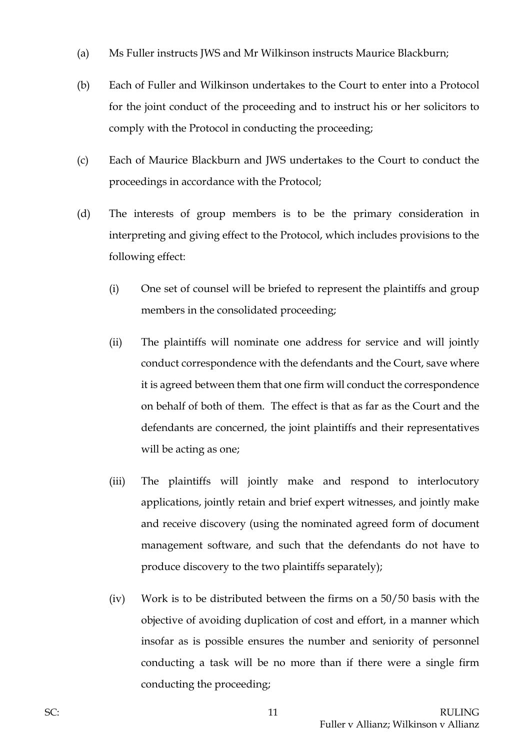(a) Ms Fuller instructs JWS and Mr Wilkinson instructs Maurice Blackburn;

(b) Each of Fuller and Wilkinson undertakes to the Court to enter into a Protocol for the joint conduct of the proceeding and to instruct his or her solicitors to comply with the Protocol in conducting the proceeding;

(c) Each of Maurice Blackburn and JWS undertakes to the Court to conduct the proceedings in accordance with the Protocol;

(d) The interests of group members is to be the primary consideration in interpreting and giving effect to the Protocol, which includes provisions to the following effect:

   (i) One set of counsel will be briefed to represent the plaintiffs and group members in the consolidated proceeding;

   (ii) The plaintiffs will nominate one address for service and will jointly conduct correspondence with the defendants and the Court, save where it is agreed between them that one firm will conduct the correspondence on behalf of both of them. The effect is that as far as the Court and the defendants are concerned, the joint plaintiffs and their representatives will be acting as one;

   (iii) The plaintiffs will jointly make and respond to interlocutory applications, jointly retain and brief expert witnesses, and jointly make and receive discovery (using the nominated agreed form of document management software, and such that the defendants do not have to produce discovery to the two plaintiffs separately);

   (iv) Work is to be distributed between the firms on a 50/50 basis with the objective of avoiding duplication of cost and effort, in a manner which insofar as is possible ensures the number and seniority of personnel conducting a task will be no more than if there were a single firm conducting the proceeding;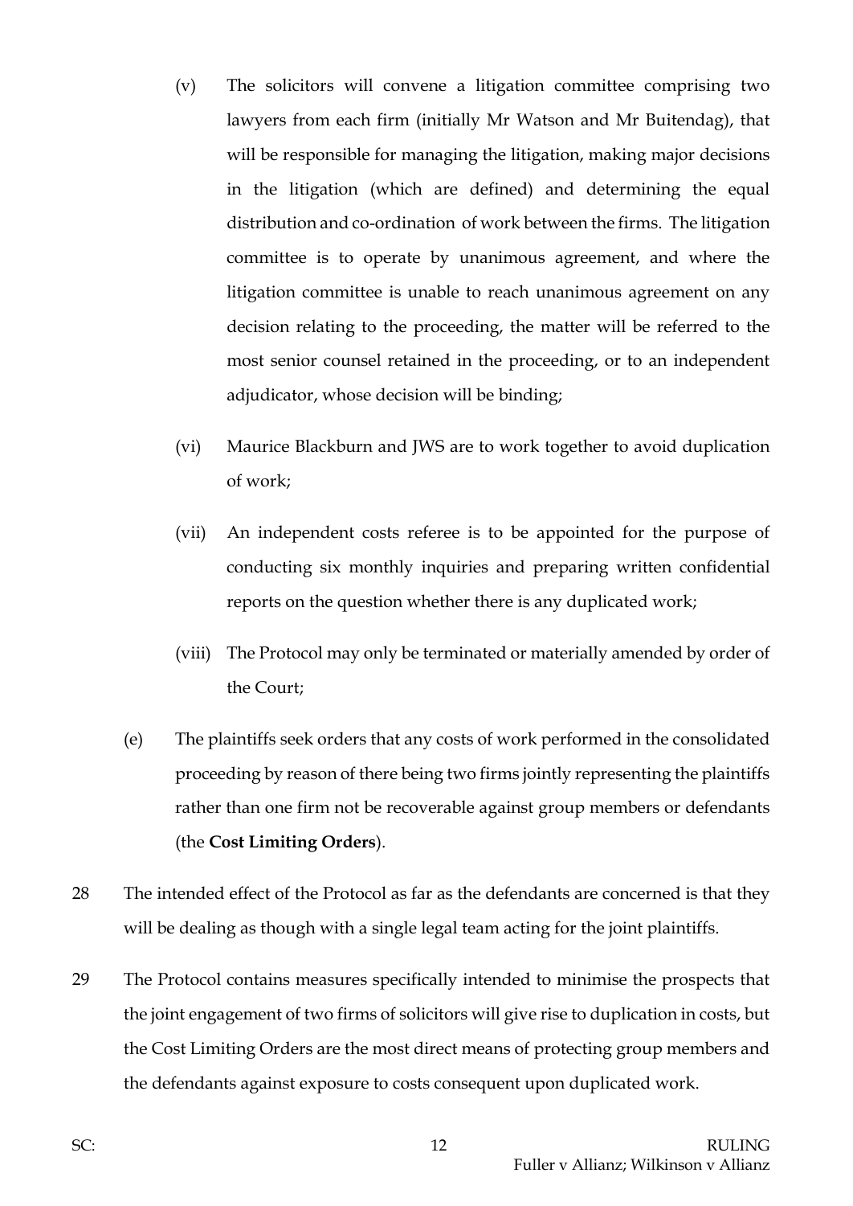(v) The solicitors will convene a litigation committee comprising two lawyers from each firm (initially Mr Watson and Mr Buitendag), that will be responsible for managing the litigation, making major decisions in the litigation (which are defined) and determining the equal distribution and co-ordination of work between the firms. The litigation committee is to operate by unanimous agreement, and where the litigation committee is unable to reach unanimous agreement on any decision relating to the proceeding, the matter will be referred to the most senior counsel retained in the proceeding, or to an independent adjudicator, whose decision will be binding;

(vi) Maurice Blackburn and JWS are to work together to avoid duplication of work;

(vii) An independent costs referee is to be appointed for the purpose of conducting six monthly inquiries and preparing written confidential reports on the question whether there is any duplicated work;

(viii) The Protocol may only be terminated or materially amended by order of the Court;

(e) The plaintiffs seek orders that any costs of work performed in the consolidated proceeding by reason of there being two firms jointly representing the plaintiffs rather than one firm not be recoverable against group members or defendants (the **Cost Limiting Orders**).

28 The intended effect of the Protocol as far as the defendants are concerned is that they will be dealing as though with a single legal team acting for the joint plaintiffs.

29 The Protocol contains measures specifically intended to minimise the prospects that the joint engagement of two firms of solicitors will give rise to duplication in costs, but the Cost Limiting Orders are the most direct means of protecting group members and the defendants against exposure to costs consequent upon duplicated work.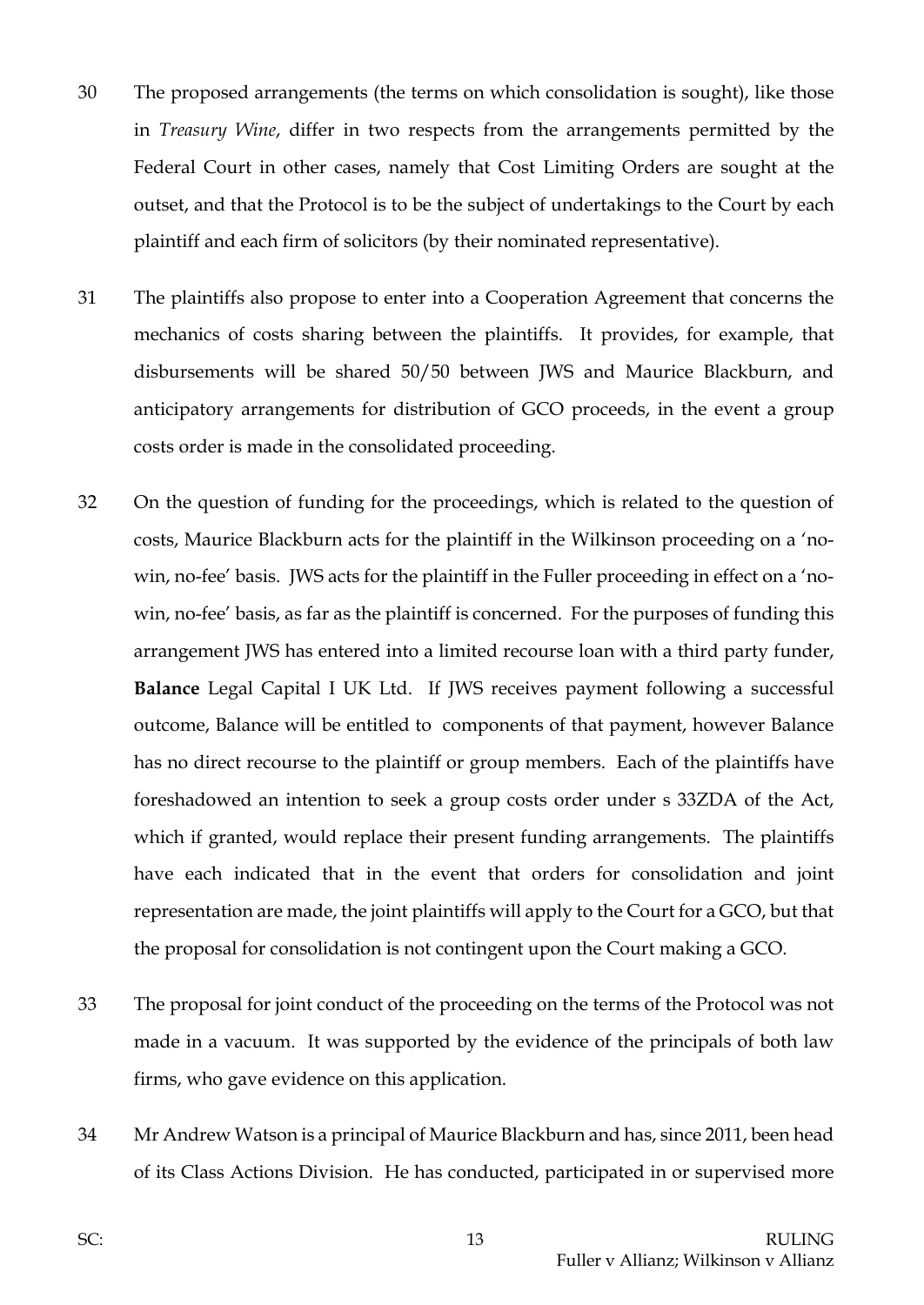30 The proposed arrangements (the terms on which consolidation is sought), like those in *Treasury Wine*, differ in two respects from the arrangements permitted by the Federal Court in other cases, namely that Cost Limiting Orders are sought at the outset, and that the Protocol is to be the subject of undertakings to the Court by each plaintiff and each firm of solicitors (by their nominated representative).

31 The plaintiffs also propose to enter into a Cooperation Agreement that concerns the mechanics of costs sharing between the plaintiffs. It provides, for example, that disbursements will be shared 50/50 between JWS and Maurice Blackburn, and anticipatory arrangements for distribution of GCO proceeds, in the event a group costs order is made in the consolidated proceeding.

32 On the question of funding for the proceedings, which is related to the question of costs, Maurice Blackburn acts for the plaintiff in the Wilkinson proceeding on a 'no-win, no-fee' basis. JWS acts for the plaintiff in the Fuller proceeding in effect on a 'no-win, no-fee' basis, as far as the plaintiff is concerned. For the purposes of funding this arrangement JWS has entered into a limited recourse loan with a third party funder, **Balance** Legal Capital I UK Ltd. If JWS receives payment following a successful outcome, Balance will be entitled to components of that payment, however Balance has no direct recourse to the plaintiff or group members. Each of the plaintiffs have foreshadowed an intention to seek a group costs order under s 33ZDA of the Act, which if granted, would replace their present funding arrangements. The plaintiffs have each indicated that in the event that orders for consolidation and joint representation are made, the joint plaintiffs will apply to the Court for a GCO, but that the proposal for consolidation is not contingent upon the Court making a GCO.

33 The proposal for joint conduct of the proceeding on the terms of the Protocol was not made in a vacuum. It was supported by the evidence of the principals of both law firms, who gave evidence on this application.

34 Mr Andrew Watson is a principal of Maurice Blackburn and has, since 2011, been head of its Class Actions Division. He has conducted, participated in or supervised more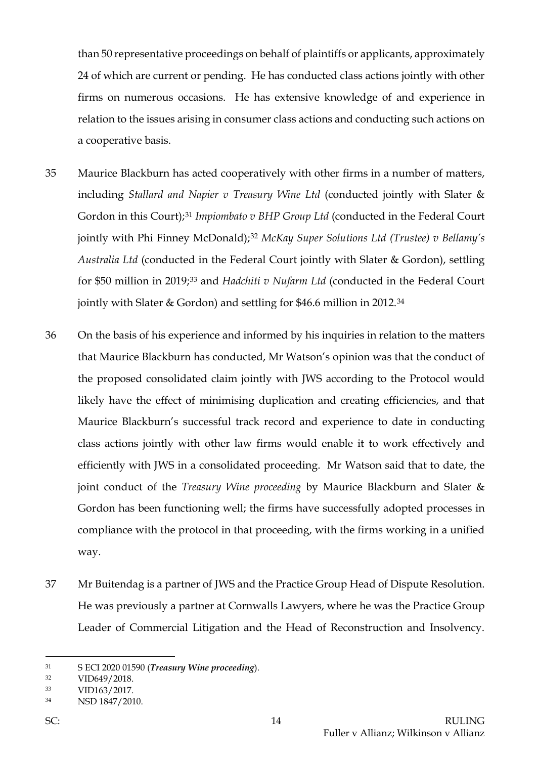than 50 representative proceedings on behalf of plaintiffs or applicants, approximately 24 of which are current or pending. He has conducted class actions jointly with other firms on numerous occasions. He has extensive knowledge of and experience in relation to the issues arising in consumer class actions and conducting such actions on a cooperative basis.

35 Maurice Blackburn has acted cooperatively with other firms in a number of matters, including *Stallard and Napier v Treasury Wine Ltd* (conducted jointly with Slater & Gordon in this Court);[31] *Impiombato v BHP Group Ltd* (conducted in the Federal Court jointly with Phi Finney McDonald);[32] *McKay Super Solutions Ltd (Trustee) v Bellamy's Australia Ltd* (conducted in the Federal Court jointly with Slater & Gordon), settling for $50 million in 2019;[33] and *Hadchiti v Nufarm Ltd* (conducted in the Federal Court jointly with Slater & Gordon) and settling for $46.6 million in 2012.[34]

36 On the basis of his experience and informed by his inquiries in relation to the matters that Maurice Blackburn has conducted, Mr Watson's opinion was that the conduct of the proposed consolidated claim jointly with JWS according to the Protocol would likely have the effect of minimising duplication and creating efficiencies, and that Maurice Blackburn's successful track record and experience to date in conducting class actions jointly with other law firms would enable it to work effectively and efficiently with JWS in a consolidated proceeding. Mr Watson said that to date, the joint conduct of the *Treasury Wine proceeding* by Maurice Blackburn and Slater & Gordon has been functioning well; the firms have successfully adopted processes in compliance with the protocol in that proceeding, with the firms working in a unified way.

37 Mr Buitendag is a partner of JWS and the Practice Group Head of Dispute Resolution. He was previously a partner at Cornwalls Lawyers, where he was the Practice Group Leader of Commercial Litigation and the Head of Reconstruction and Insolvency.

---

[31] S ECI 2020 01590 (***Treasury Wine proceeding***).

[32] VID649/2018.

[33] VID163/2017.

[34] NSD 1847/2010.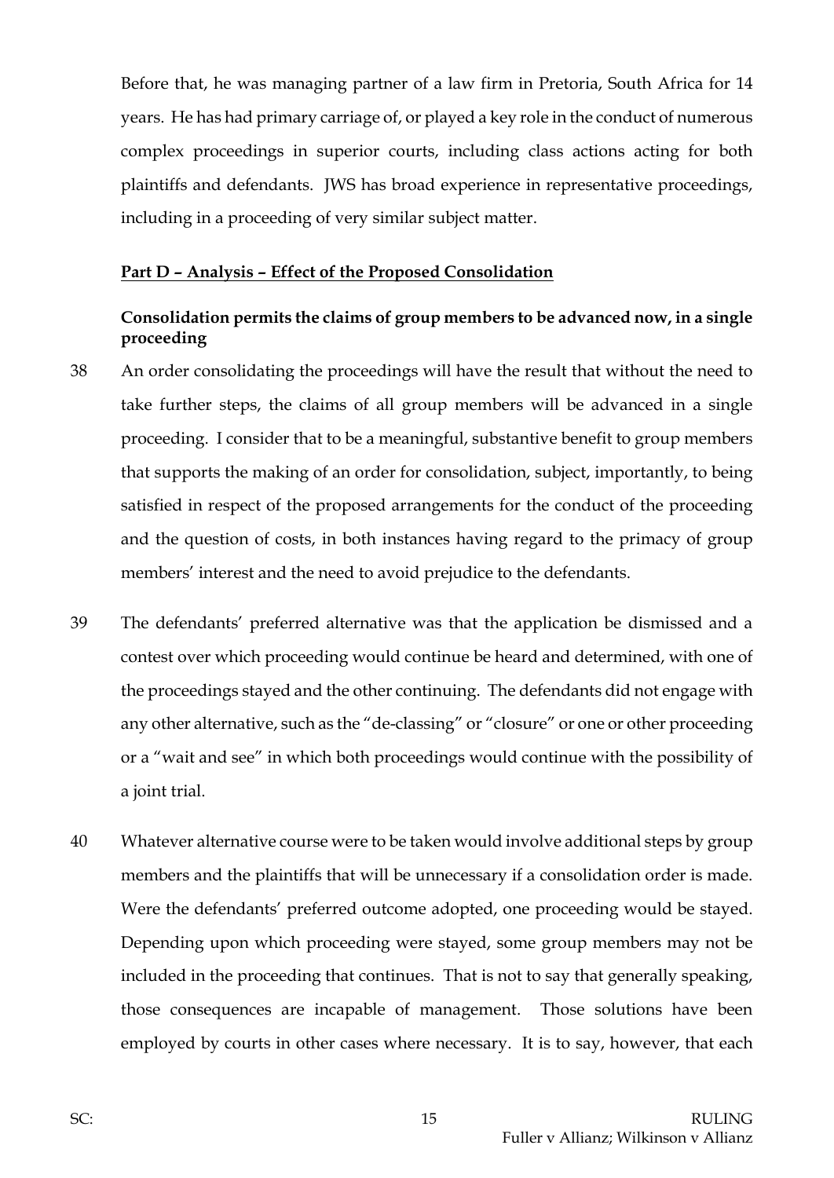Before that, he was managing partner of a law firm in Pretoria, South Africa for 14 years. He has had primary carriage of, or played a key role in the conduct of numerous complex proceedings in superior courts, including class actions acting for both plaintiffs and defendants. JWS has broad experience in representative proceedings, including in a proceeding of very similar subject matter.

## Part D – Analysis – Effect of the Proposed Consolidation

### Consolidation permits the claims of group members to be advanced now, in a single proceeding

38 An order consolidating the proceedings will have the result that without the need to take further steps, the claims of all group members will be advanced in a single proceeding. I consider that to be a meaningful, substantive benefit to group members that supports the making of an order for consolidation, subject, importantly, to being satisfied in respect of the proposed arrangements for the conduct of the proceeding and the question of costs, in both instances having regard to the primacy of group members' interest and the need to avoid prejudice to the defendants.

39 The defendants' preferred alternative was that the application be dismissed and a contest over which proceeding would continue be heard and determined, with one of the proceedings stayed and the other continuing. The defendants did not engage with any other alternative, such as the "de-classing" or "closure" or one or other proceeding or a "wait and see" in which both proceedings would continue with the possibility of a joint trial.

40 Whatever alternative course were to be taken would involve additional steps by group members and the plaintiffs that will be unnecessary if a consolidation order is made. Were the defendants' preferred outcome adopted, one proceeding would be stayed. Depending upon which proceeding were stayed, some group members may not be included in the proceeding that continues. That is not to say that generally speaking, those consequences are incapable of management. Those solutions have been employed by courts in other cases where necessary. It is to say, however, that each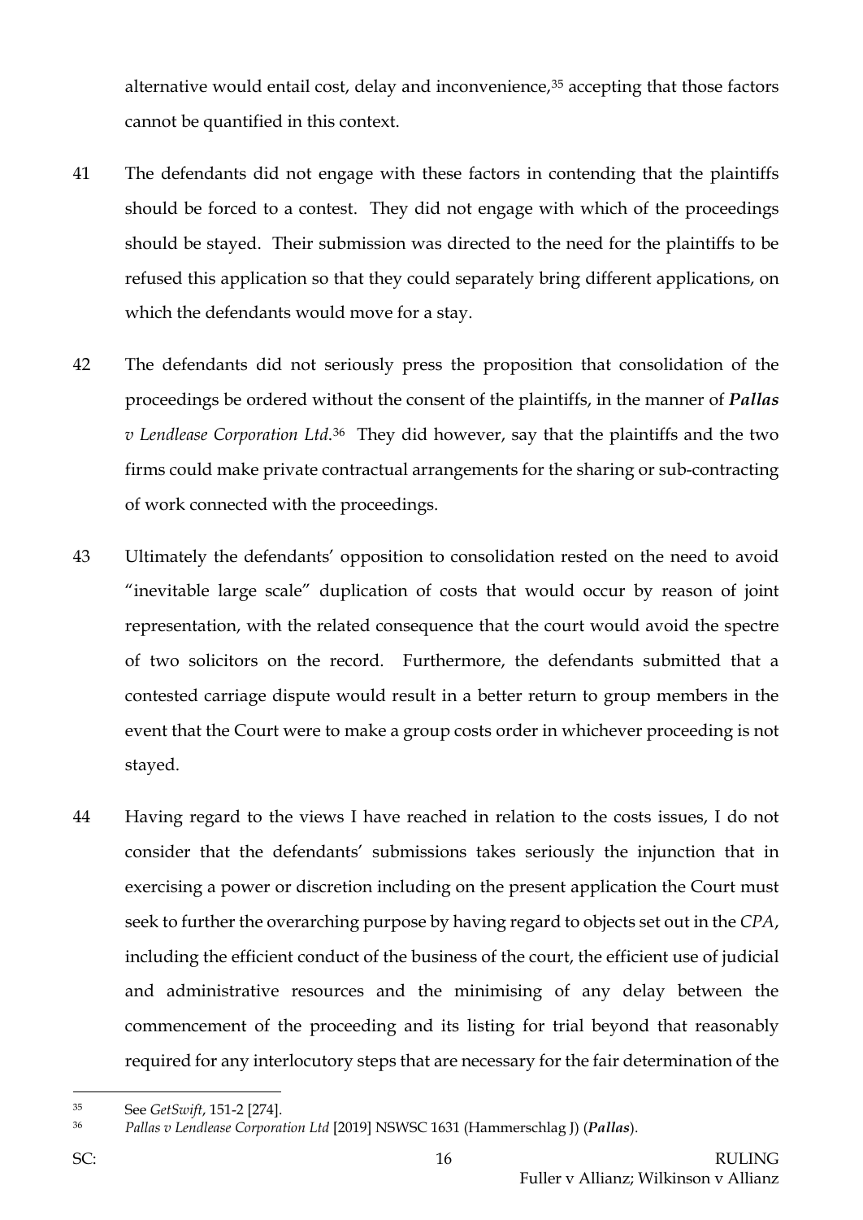alternative would entail cost, delay and inconvenience,[35] accepting that those factors cannot be quantified in this context.

41 The defendants did not engage with these factors in contending that the plaintiffs should be forced to a contest. They did not engage with which of the proceedings should be stayed. Their submission was directed to the need for the plaintiffs to be refused this application so that they could separately bring different applications, on which the defendants would move for a stay.

42 The defendants did not seriously press the proposition that consolidation of the proceedings be ordered without the consent of the plaintiffs, in the manner of ***Pallas** v Lendlease Corporation Ltd*.[36] They did however, say that the plaintiffs and the two firms could make private contractual arrangements for the sharing or sub-contracting of work connected with the proceedings.

43 Ultimately the defendants' opposition to consolidation rested on the need to avoid "inevitable large scale" duplication of costs that would occur by reason of joint representation, with the related consequence that the court would avoid the spectre of two solicitors on the record. Furthermore, the defendants submitted that a contested carriage dispute would result in a better return to group members in the event that the Court were to make a group costs order in whichever proceeding is not stayed.

44 Having regard to the views I have reached in relation to the costs issues, I do not consider that the defendants' submissions takes seriously the injunction that in exercising a power or discretion including on the present application the Court must seek to further the overarching purpose by having regard to objects set out in the *CPA*, including the efficient conduct of the business of the court, the efficient use of judicial and administrative resources and the minimising of any delay between the commencement of the proceeding and its listing for trial beyond that reasonably required for any interlocutory steps that are necessary for the fair determination of the

---

[35] See *GetSwift*, 151-2 [274].

[36] *Pallas v Lendlease Corporation Ltd* [2019] NSWSC 1631 (Hammerschlag J) (***Pallas***).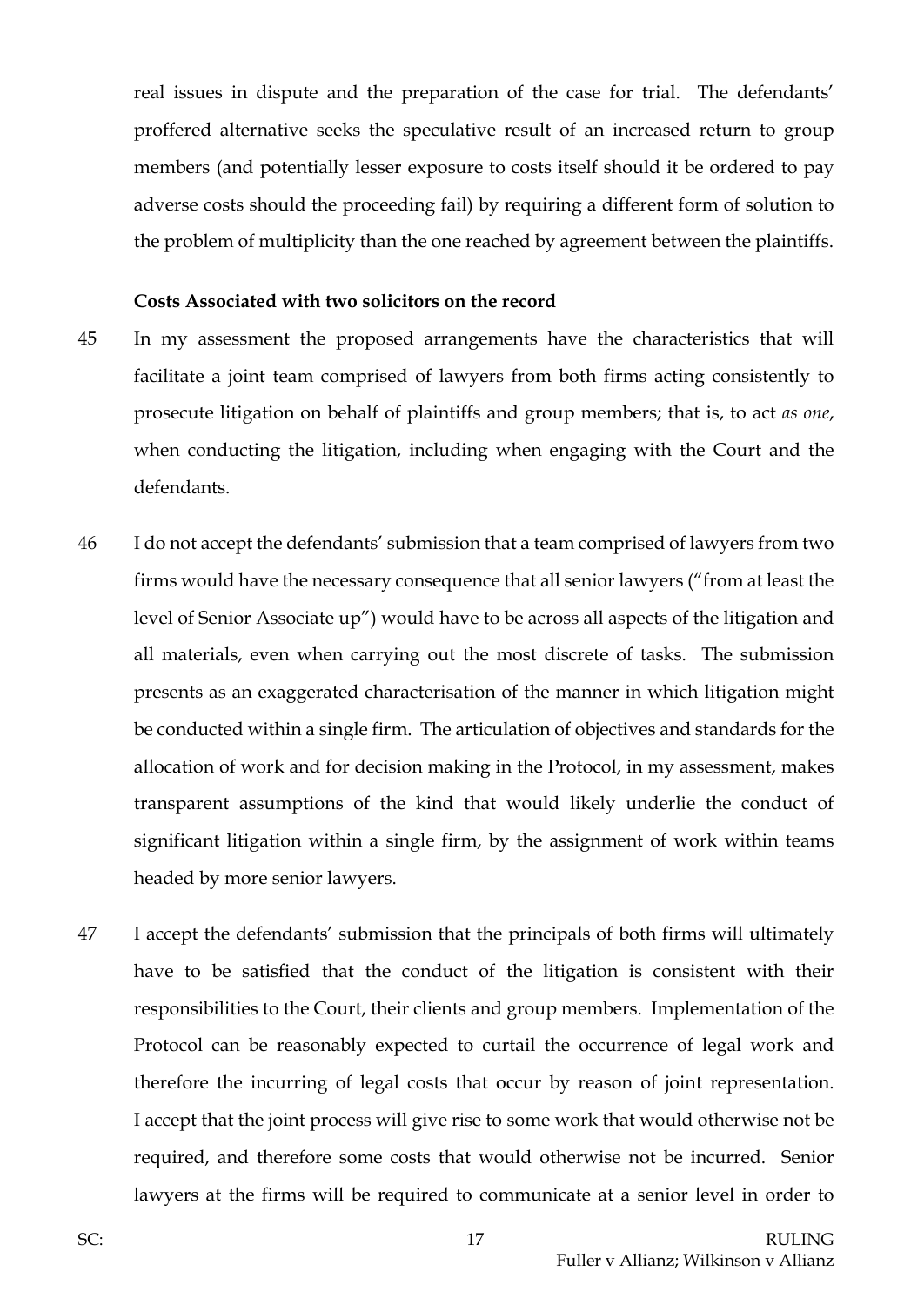real issues in dispute and the preparation of the case for trial. The defendants' proffered alternative seeks the speculative result of an increased return to group members (and potentially lesser exposure to costs itself should it be ordered to pay adverse costs should the proceeding fail) by requiring a different form of solution to the problem of multiplicity than the one reached by agreement between the plaintiffs.

**Costs Associated with two solicitors on the record**

45 In my assessment the proposed arrangements have the characteristics that will facilitate a joint team comprised of lawyers from both firms acting consistently to prosecute litigation on behalf of plaintiffs and group members; that is, to act *as one*, when conducting the litigation, including when engaging with the Court and the defendants.

46 I do not accept the defendants' submission that a team comprised of lawyers from two firms would have the necessary consequence that all senior lawyers ("from at least the level of Senior Associate up") would have to be across all aspects of the litigation and all materials, even when carrying out the most discrete of tasks. The submission presents as an exaggerated characterisation of the manner in which litigation might be conducted within a single firm. The articulation of objectives and standards for the allocation of work and for decision making in the Protocol, in my assessment, makes transparent assumptions of the kind that would likely underlie the conduct of significant litigation within a single firm, by the assignment of work within teams headed by more senior lawyers.

47 I accept the defendants' submission that the principals of both firms will ultimately have to be satisfied that the conduct of the litigation is consistent with their responsibilities to the Court, their clients and group members. Implementation of the Protocol can be reasonably expected to curtail the occurrence of legal work and therefore the incurring of legal costs that occur by reason of joint representation. I accept that the joint process will give rise to some work that would otherwise not be required, and therefore some costs that would otherwise not be incurred. Senior lawyers at the firms will be required to communicate at a senior level in order to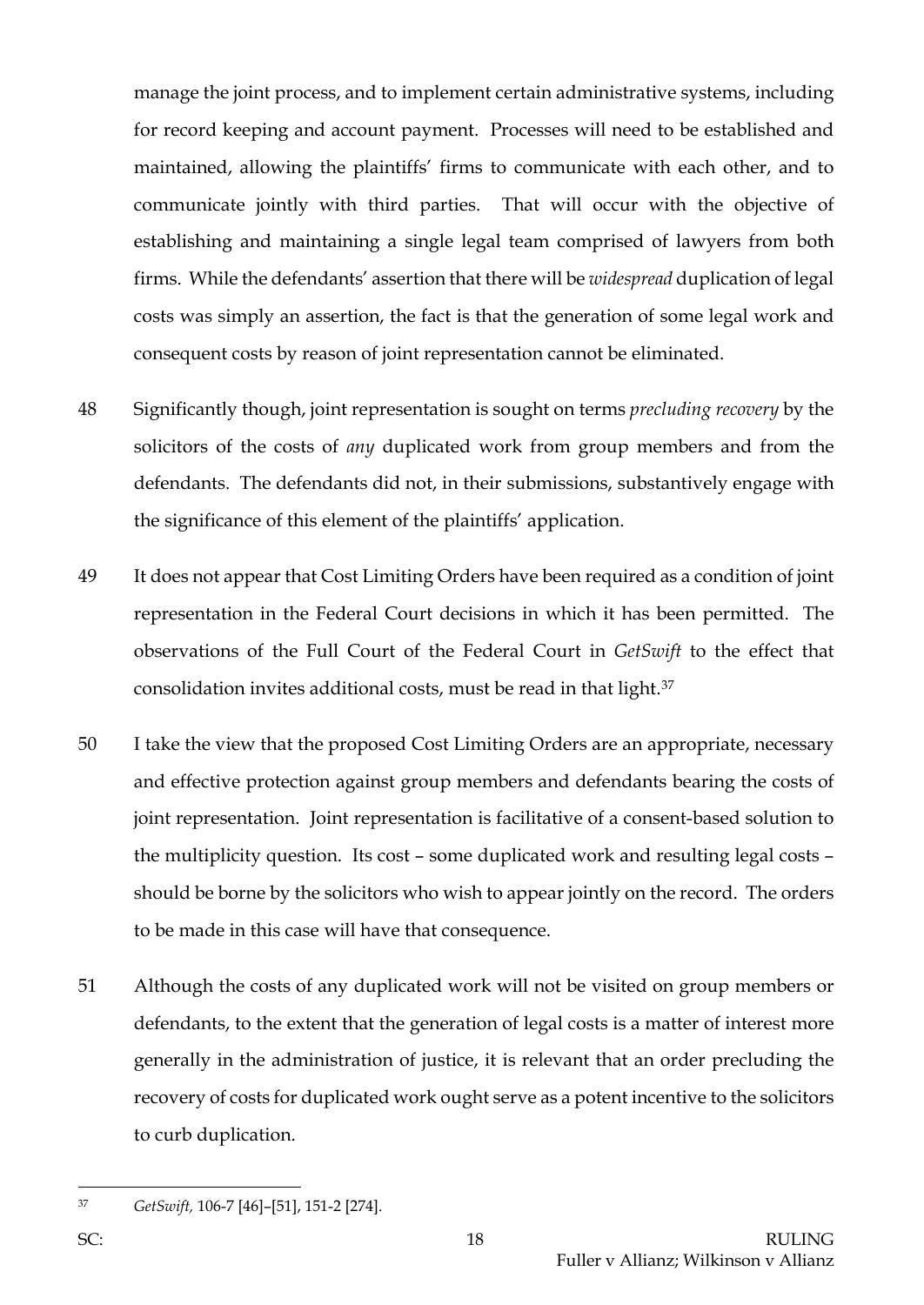manage the joint process, and to implement certain administrative systems, including for record keeping and account payment. Processes will need to be established and maintained, allowing the plaintiffs' firms to communicate with each other, and to communicate jointly with third parties. That will occur with the objective of establishing and maintaining a single legal team comprised of lawyers from both firms. While the defendants' assertion that there will be *widespread* duplication of legal costs was simply an assertion, the fact is that the generation of some legal work and consequent costs by reason of joint representation cannot be eliminated.

48 Significantly though, joint representation is sought on terms *precluding recovery* by the solicitors of the costs of *any* duplicated work from group members and from the defendants. The defendants did not, in their submissions, substantively engage with the significance of this element of the plaintiffs' application.

49 It does not appear that Cost Limiting Orders have been required as a condition of joint representation in the Federal Court decisions in which it has been permitted. The observations of the Full Court of the Federal Court in *GetSwift* to the effect that consolidation invites additional costs, must be read in that light.[37]

50 I take the view that the proposed Cost Limiting Orders are an appropriate, necessary and effective protection against group members and defendants bearing the costs of joint representation. Joint representation is facilitative of a consent-based solution to the multiplicity question. Its cost – some duplicated work and resulting legal costs – should be borne by the solicitors who wish to appear jointly on the record. The orders to be made in this case will have that consequence.

51 Although the costs of any duplicated work will not be visited on group members or defendants, to the extent that the generation of legal costs is a matter of interest more generally in the administration of justice, it is relevant that an order precluding the recovery of costs for duplicated work ought serve as a potent incentive to the solicitors to curb duplication.

---

[37] *GetSwift*, 106-7 [46]–[51], 151-2 [274].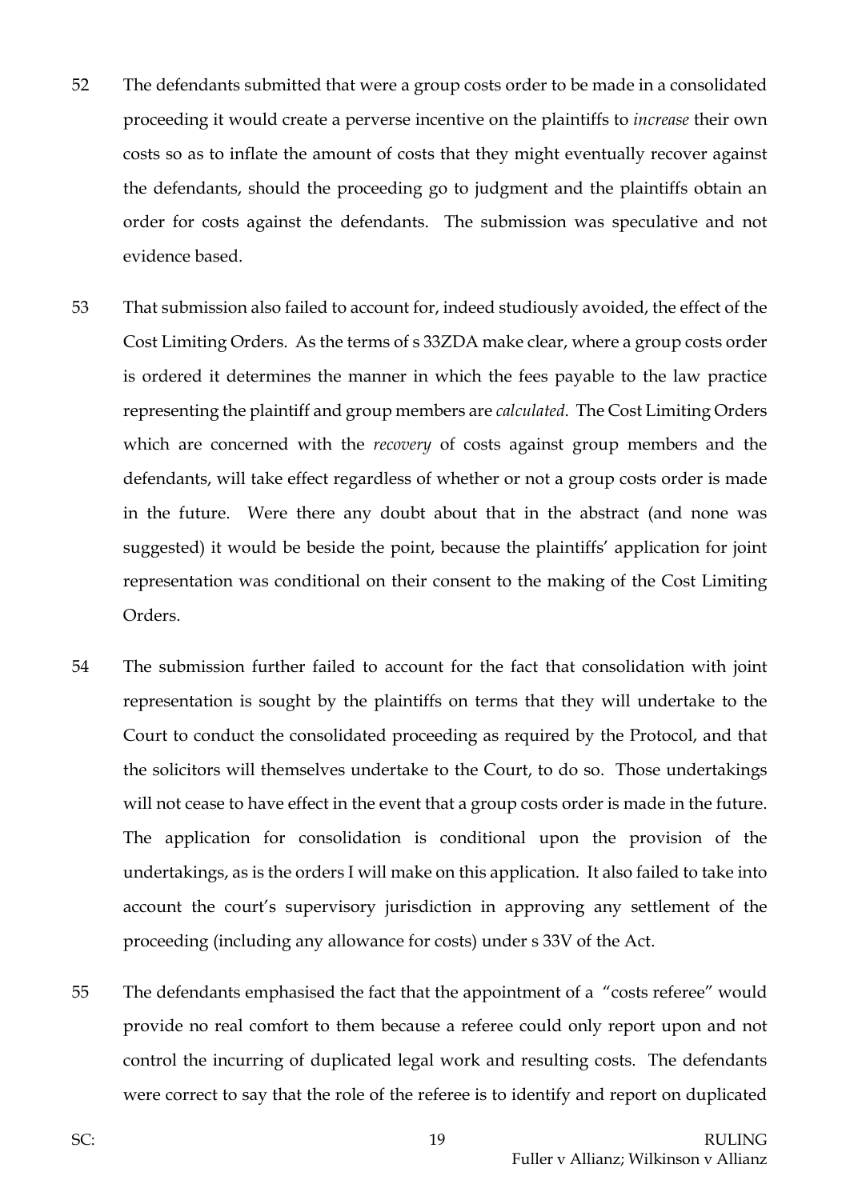52 The defendants submitted that were a group costs order to be made in a consolidated proceeding it would create a perverse incentive on the plaintiffs to *increase* their own costs so as to inflate the amount of costs that they might eventually recover against the defendants, should the proceeding go to judgment and the plaintiffs obtain an order for costs against the defendants. The submission was speculative and not evidence based.

53 That submission also failed to account for, indeed studiously avoided, the effect of the Cost Limiting Orders. As the terms of s 33ZDA make clear, where a group costs order is ordered it determines the manner in which the fees payable to the law practice representing the plaintiff and group members are *calculated*. The Cost Limiting Orders which are concerned with the *recovery* of costs against group members and the defendants, will take effect regardless of whether or not a group costs order is made in the future. Were there any doubt about that in the abstract (and none was suggested) it would be beside the point, because the plaintiffs' application for joint representation was conditional on their consent to the making of the Cost Limiting Orders.

54 The submission further failed to account for the fact that consolidation with joint representation is sought by the plaintiffs on terms that they will undertake to the Court to conduct the consolidated proceeding as required by the Protocol, and that the solicitors will themselves undertake to the Court, to do so. Those undertakings will not cease to have effect in the event that a group costs order is made in the future. The application for consolidation is conditional upon the provision of the undertakings, as is the orders I will make on this application. It also failed to take into account the court's supervisory jurisdiction in approving any settlement of the proceeding (including any allowance for costs) under s 33V of the Act.

55 The defendants emphasised the fact that the appointment of a "costs referee" would provide no real comfort to them because a referee could only report upon and not control the incurring of duplicated legal work and resulting costs. The defendants were correct to say that the role of the referee is to identify and report on duplicated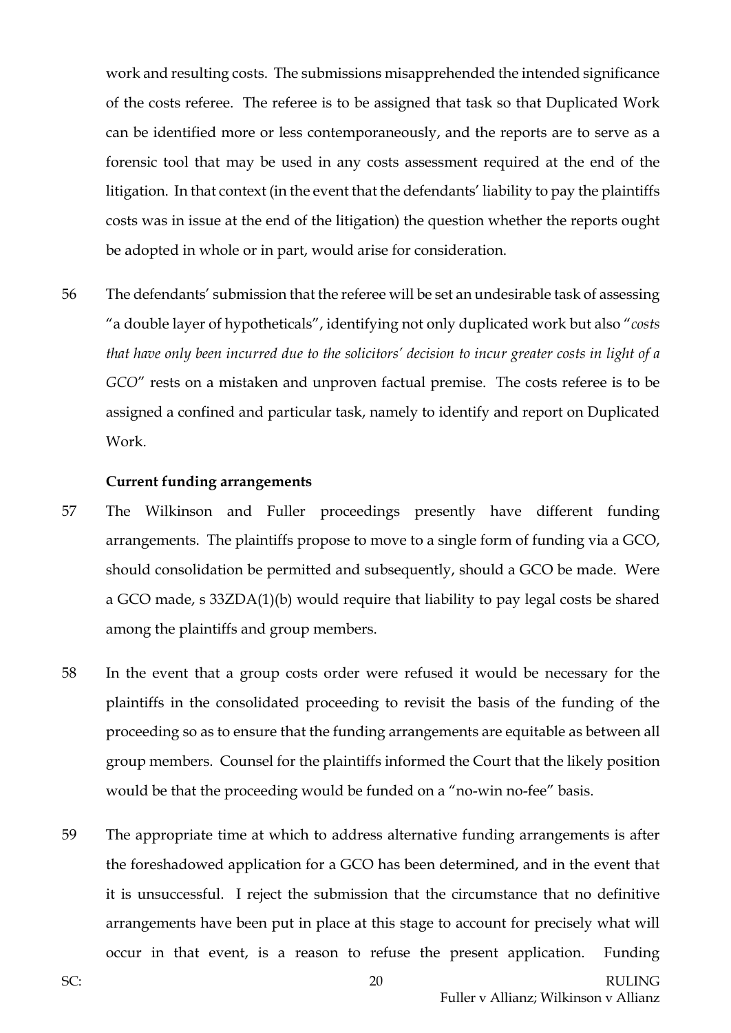work and resulting costs. The submissions misapprehended the intended significance of the costs referee. The referee is to be assigned that task so that Duplicated Work can be identified more or less contemporaneously, and the reports are to serve as a forensic tool that may be used in any costs assessment required at the end of the litigation. In that context (in the event that the defendants' liability to pay the plaintiffs costs was in issue at the end of the litigation) the question whether the reports ought be adopted in whole or in part, would arise for consideration.

56 The defendants' submission that the referee will be set an undesirable task of assessing "a double layer of hypotheticals", identifying not only duplicated work but also "*costs that have only been incurred due to the solicitors' decision to incur greater costs in light of a GCO*" rests on a mistaken and unproven factual premise. The costs referee is to be assigned a confined and particular task, namely to identify and report on Duplicated Work.

**Current funding arrangements**

57 The Wilkinson and Fuller proceedings presently have different funding arrangements. The plaintiffs propose to move to a single form of funding via a GCO, should consolidation be permitted and subsequently, should a GCO be made. Were a GCO made, s 33ZDA(1)(b) would require that liability to pay legal costs be shared among the plaintiffs and group members.

58 In the event that a group costs order were refused it would be necessary for the plaintiffs in the consolidated proceeding to revisit the basis of the funding of the proceeding so as to ensure that the funding arrangements are equitable as between all group members. Counsel for the plaintiffs informed the Court that the likely position would be that the proceeding would be funded on a "no-win no-fee" basis.

59 The appropriate time at which to address alternative funding arrangements is after the foreshadowed application for a GCO has been determined, and in the event that it is unsuccessful. I reject the submission that the circumstance that no definitive arrangements have been put in place at this stage to account for precisely what will occur in that event, is a reason to refuse the present application. Funding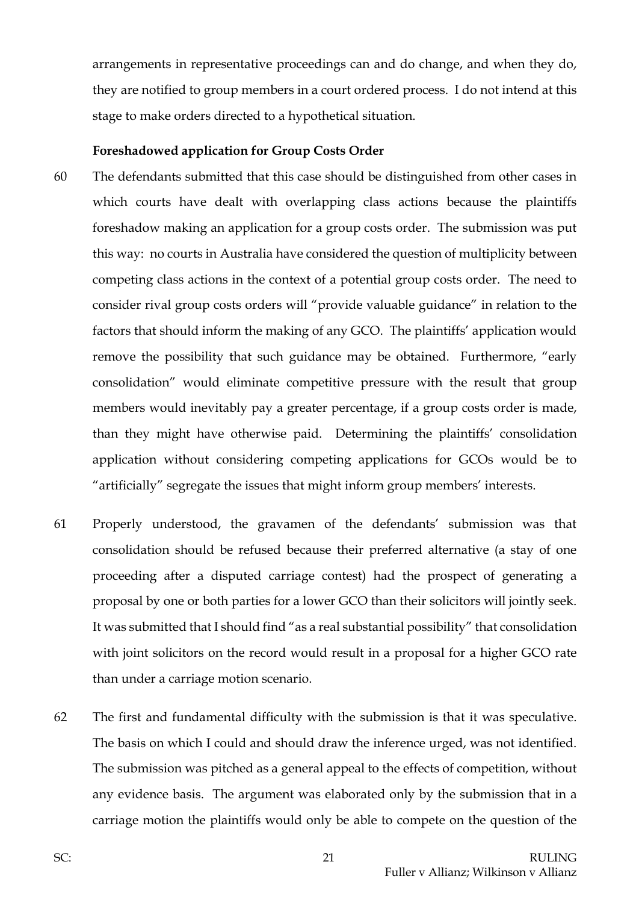arrangements in representative proceedings can and do change, and when they do, they are notified to group members in a court ordered process. I do not intend at this stage to make orders directed to a hypothetical situation.

**Foreshadowed application for Group Costs Order**

60 The defendants submitted that this case should be distinguished from other cases in which courts have dealt with overlapping class actions because the plaintiffs foreshadow making an application for a group costs order. The submission was put this way: no courts in Australia have considered the question of multiplicity between competing class actions in the context of a potential group costs order. The need to consider rival group costs orders will "provide valuable guidance" in relation to the factors that should inform the making of any GCO. The plaintiffs' application would remove the possibility that such guidance may be obtained. Furthermore, "early consolidation" would eliminate competitive pressure with the result that group members would inevitably pay a greater percentage, if a group costs order is made, than they might have otherwise paid. Determining the plaintiffs' consolidation application without considering competing applications for GCOs would be to "artificially" segregate the issues that might inform group members' interests.

61 Properly understood, the gravamen of the defendants' submission was that consolidation should be refused because their preferred alternative (a stay of one proceeding after a disputed carriage contest) had the prospect of generating a proposal by one or both parties for a lower GCO than their solicitors will jointly seek. It was submitted that I should find "as a real substantial possibility" that consolidation with joint solicitors on the record would result in a proposal for a higher GCO rate than under a carriage motion scenario.

62 The first and fundamental difficulty with the submission is that it was speculative. The basis on which I could and should draw the inference urged, was not identified. The submission was pitched as a general appeal to the effects of competition, without any evidence basis. The argument was elaborated only by the submission that in a carriage motion the plaintiffs would only be able to compete on the question of the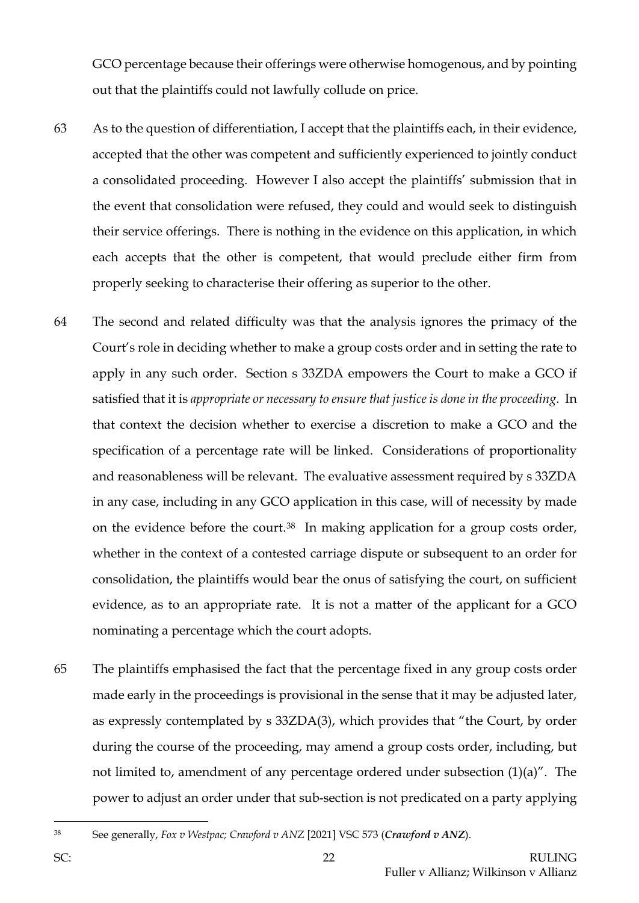GCO percentage because their offerings were otherwise homogenous, and by pointing out that the plaintiffs could not lawfully collude on price.

63 As to the question of differentiation, I accept that the plaintiffs each, in their evidence, accepted that the other was competent and sufficiently experienced to jointly conduct a consolidated proceeding. However I also accept the plaintiffs' submission that in the event that consolidation were refused, they could and would seek to distinguish their service offerings. There is nothing in the evidence on this application, in which each accepts that the other is competent, that would preclude either firm from properly seeking to characterise their offering as superior to the other.

64 The second and related difficulty was that the analysis ignores the primacy of the Court's role in deciding whether to make a group costs order and in setting the rate to apply in any such order. Section s 33ZDA empowers the Court to make a GCO if satisfied that it is *appropriate or necessary to ensure that justice is done in the proceeding*. In that context the decision whether to exercise a discretion to make a GCO and the specification of a percentage rate will be linked. Considerations of proportionality and reasonableness will be relevant. The evaluative assessment required by s 33ZDA in any case, including in any GCO application in this case, will of necessity by made on the evidence before the court.[38] In making application for a group costs order, whether in the context of a contested carriage dispute or subsequent to an order for consolidation, the plaintiffs would bear the onus of satisfying the court, on sufficient evidence, as to an appropriate rate. It is not a matter of the applicant for a GCO nominating a percentage which the court adopts.

65 The plaintiffs emphasised the fact that the percentage fixed in any group costs order made early in the proceedings is provisional in the sense that it may be adjusted later, as expressly contemplated by s 33ZDA(3), which provides that "the Court, by order during the course of the proceeding, may amend a group costs order, including, but not limited to, amendment of any percentage ordered under subsection (1)(a)". The power to adjust an order under that sub-section is not predicated on a party applying

---

[38] See generally, *Fox v Westpac; Crawford v ANZ* [2021] VSC 573 (***Crawford v ANZ***).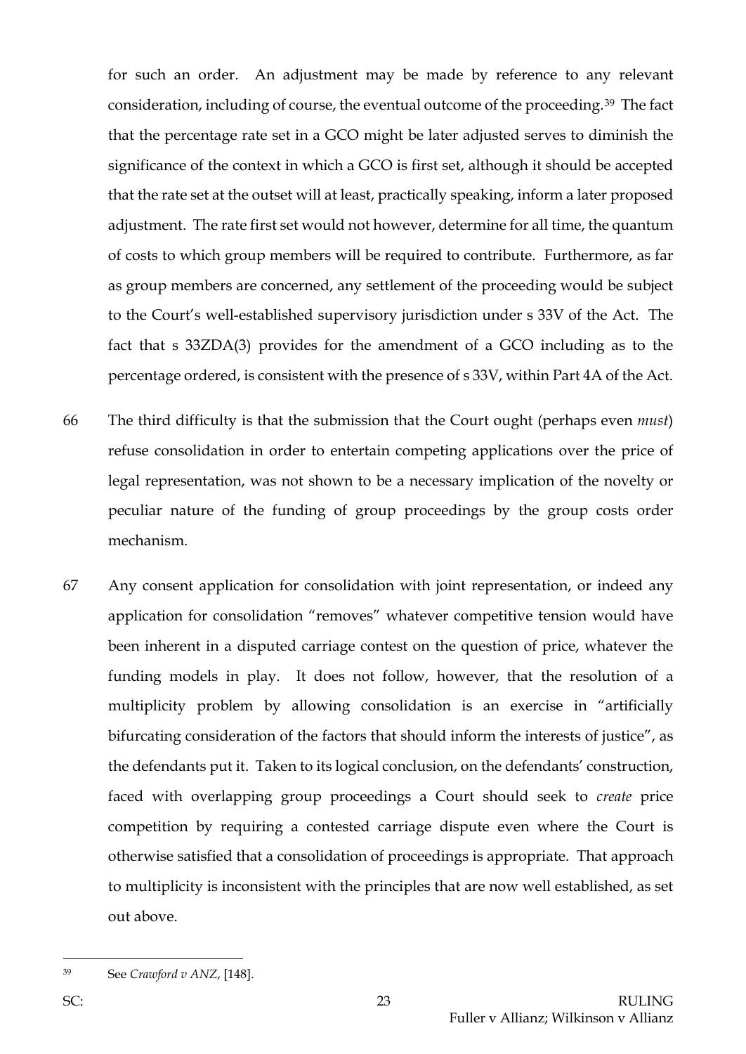for such an order. An adjustment may be made by reference to any relevant consideration, including of course, the eventual outcome of the proceeding.[39] The fact that the percentage rate set in a GCO might be later adjusted serves to diminish the significance of the context in which a GCO is first set, although it should be accepted that the rate set at the outset will at least, practically speaking, inform a later proposed adjustment. The rate first set would not however, determine for all time, the quantum of costs to which group members will be required to contribute. Furthermore, as far as group members are concerned, any settlement of the proceeding would be subject to the Court's well-established supervisory jurisdiction under s 33V of the Act. The fact that s 33ZDA(3) provides for the amendment of a GCO including as to the percentage ordered, is consistent with the presence of s 33V, within Part 4A of the Act.

66 The third difficulty is that the submission that the Court ought (perhaps even *must*) refuse consolidation in order to entertain competing applications over the price of legal representation, was not shown to be a necessary implication of the novelty or peculiar nature of the funding of group proceedings by the group costs order mechanism.

67 Any consent application for consolidation with joint representation, or indeed any application for consolidation "removes" whatever competitive tension would have been inherent in a disputed carriage contest on the question of price, whatever the funding models in play. It does not follow, however, that the resolution of a multiplicity problem by allowing consolidation is an exercise in "artificially bifurcating consideration of the factors that should inform the interests of justice", as the defendants put it. Taken to its logical conclusion, on the defendants' construction, faced with overlapping group proceedings a Court should seek to *create* price competition by requiring a contested carriage dispute even where the Court is otherwise satisfied that a consolidation of proceedings is appropriate. That approach to multiplicity is inconsistent with the principles that are now well established, as set out above.

[39] See *Crawford v ANZ*, [148].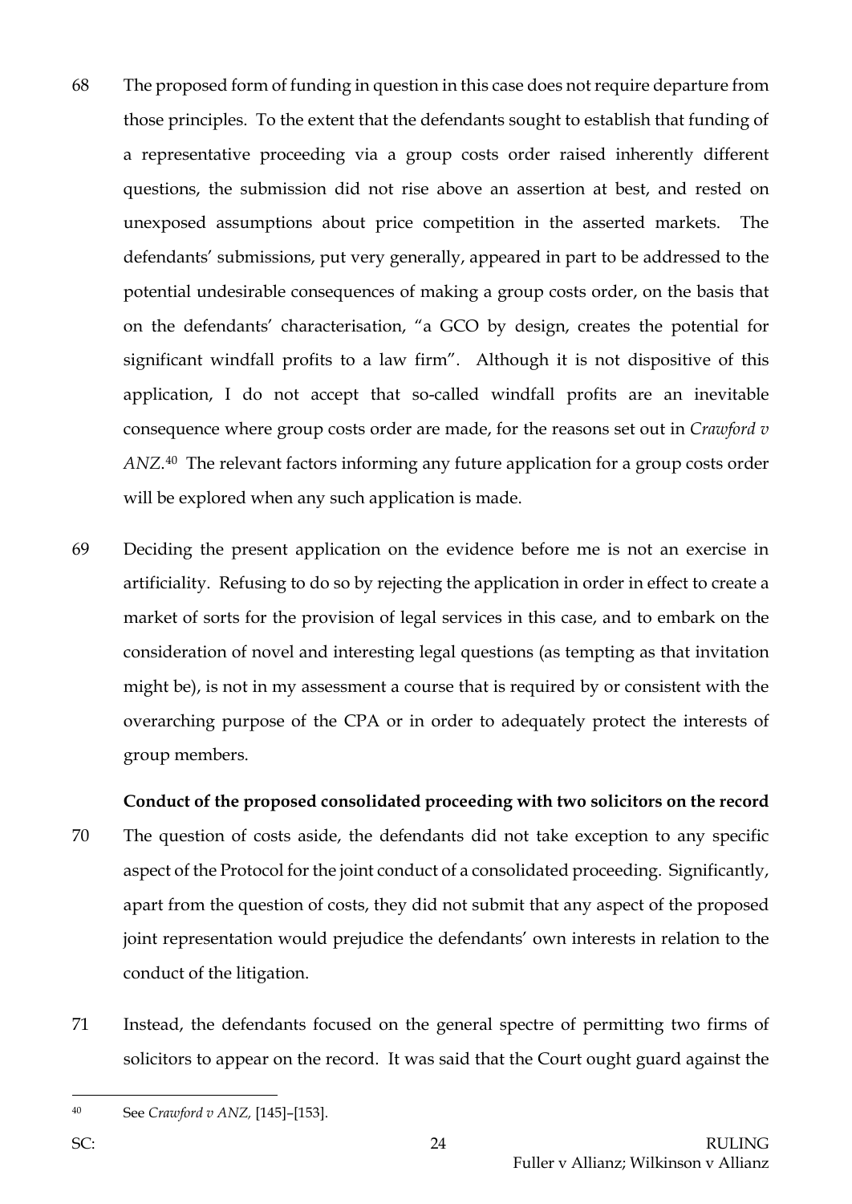68 The proposed form of funding in question in this case does not require departure from those principles. To the extent that the defendants sought to establish that funding of a representative proceeding via a group costs order raised inherently different questions, the submission did not rise above an assertion at best, and rested on unexposed assumptions about price competition in the asserted markets. The defendants' submissions, put very generally, appeared in part to be addressed to the potential undesirable consequences of making a group costs order, on the basis that on the defendants' characterisation, "a GCO by design, creates the potential for significant windfall profits to a law firm". Although it is not dispositive of this application, I do not accept that so-called windfall profits are an inevitable consequence where group costs order are made, for the reasons set out in *Crawford v ANZ*.[40] The relevant factors informing any future application for a group costs order will be explored when any such application is made.

69 Deciding the present application on the evidence before me is not an exercise in artificiality. Refusing to do so by rejecting the application in order in effect to create a market of sorts for the provision of legal services in this case, and to embark on the consideration of novel and interesting legal questions (as tempting as that invitation might be), is not in my assessment a course that is required by or consistent with the overarching purpose of the CPA or in order to adequately protect the interests of group members.

**Conduct of the proposed consolidated proceeding with two solicitors on the record**

70 The question of costs aside, the defendants did not take exception to any specific aspect of the Protocol for the joint conduct of a consolidated proceeding. Significantly, apart from the question of costs, they did not submit that any aspect of the proposed joint representation would prejudice the defendants' own interests in relation to the conduct of the litigation.

71 Instead, the defendants focused on the general spectre of permitting two firms of solicitors to appear on the record. It was said that the Court ought guard against the

---

[40] See *Crawford v ANZ*, [145]–[153].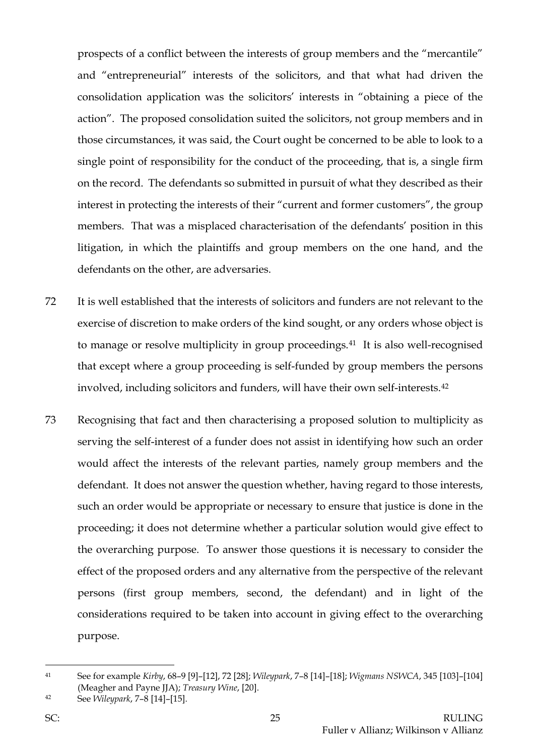prospects of a conflict between the interests of group members and the "mercantile" and "entrepreneurial" interests of the solicitors, and that what had driven the consolidation application was the solicitors' interests in "obtaining a piece of the action". The proposed consolidation suited the solicitors, not group members and in those circumstances, it was said, the Court ought be concerned to be able to look to a single point of responsibility for the conduct of the proceeding, that is, a single firm on the record. The defendants so submitted in pursuit of what they described as their interest in protecting the interests of their "current and former customers", the group members. That was a misplaced characterisation of the defendants' position in this litigation, in which the plaintiffs and group members on the one hand, and the defendants on the other, are adversaries.

72 It is well established that the interests of solicitors and funders are not relevant to the exercise of discretion to make orders of the kind sought, or any orders whose object is to manage or resolve multiplicity in group proceedings.[41] It is also well-recognised that except where a group proceeding is self-funded by group members the persons involved, including solicitors and funders, will have their own self-interests.[42]

73 Recognising that fact and then characterising a proposed solution to multiplicity as serving the self-interest of a funder does not assist in identifying how such an order would affect the interests of the relevant parties, namely group members and the defendant. It does not answer the question whether, having regard to those interests, such an order would be appropriate or necessary to ensure that justice is done in the proceeding; it does not determine whether a particular solution would give effect to the overarching purpose. To answer those questions it is necessary to consider the effect of the proposed orders and any alternative from the perspective of the relevant persons (first group members, second, the defendant) and in light of the considerations required to be taken into account in giving effect to the overarching purpose.

---

[41] See for example *Kirby*, 68–9 [9]–[12], 72 [28]; *Wileypark*, 7–8 [14]–[18]; *Wigmans NSWCA*, 345 [103]–[104] (Meagher and Payne JJA); *Treasury Wine*, [20].

[42] See *Wileypark*, 7–8 [14]–[15].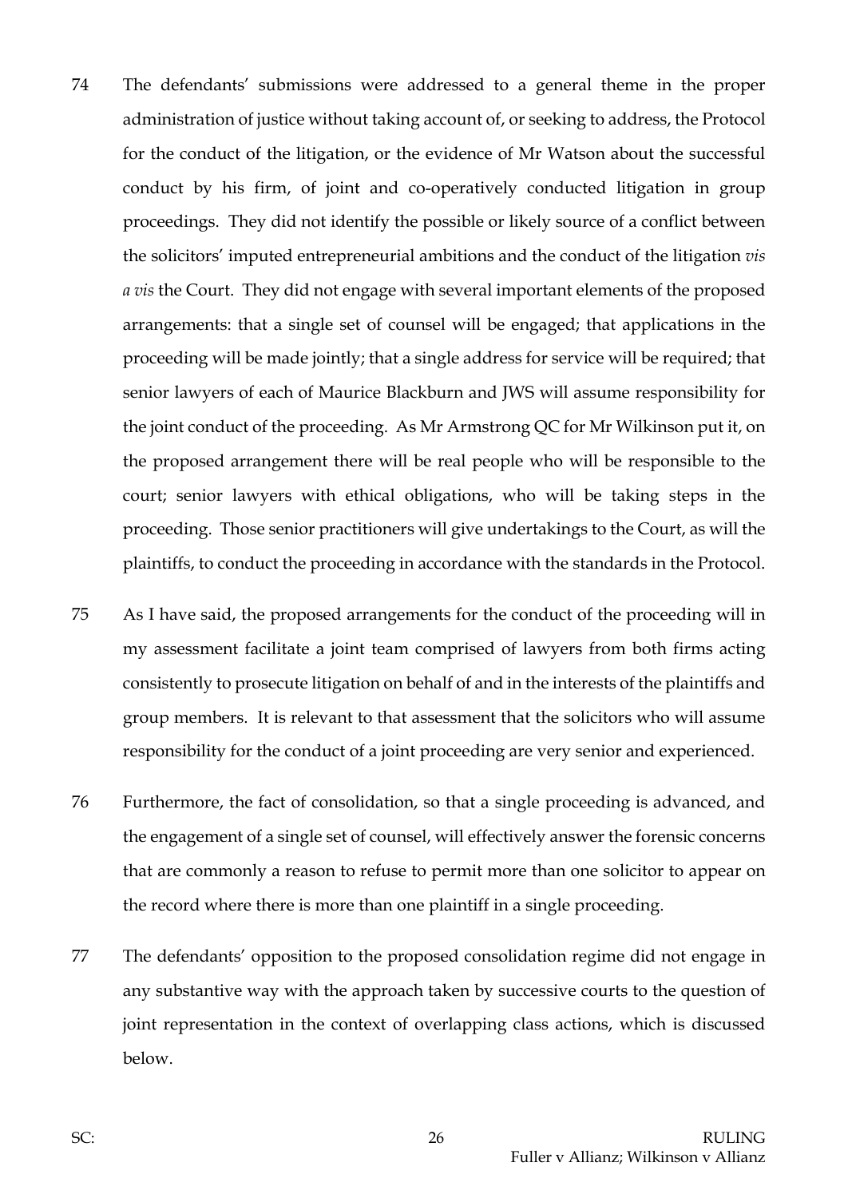74 The defendants' submissions were addressed to a general theme in the proper administration of justice without taking account of, or seeking to address, the Protocol for the conduct of the litigation, or the evidence of Mr Watson about the successful conduct by his firm, of joint and co-operatively conducted litigation in group proceedings. They did not identify the possible or likely source of a conflict between the solicitors' imputed entrepreneurial ambitions and the conduct of the litigation *vis a vis* the Court. They did not engage with several important elements of the proposed arrangements: that a single set of counsel will be engaged; that applications in the proceeding will be made jointly; that a single address for service will be required; that senior lawyers of each of Maurice Blackburn and JWS will assume responsibility for the joint conduct of the proceeding. As Mr Armstrong QC for Mr Wilkinson put it, on the proposed arrangement there will be real people who will be responsible to the court; senior lawyers with ethical obligations, who will be taking steps in the proceeding. Those senior practitioners will give undertakings to the Court, as will the plaintiffs, to conduct the proceeding in accordance with the standards in the Protocol.

75 As I have said, the proposed arrangements for the conduct of the proceeding will in my assessment facilitate a joint team comprised of lawyers from both firms acting consistently to prosecute litigation on behalf of and in the interests of the plaintiffs and group members. It is relevant to that assessment that the solicitors who will assume responsibility for the conduct of a joint proceeding are very senior and experienced.

76 Furthermore, the fact of consolidation, so that a single proceeding is advanced, and the engagement of a single set of counsel, will effectively answer the forensic concerns that are commonly a reason to refuse to permit more than one solicitor to appear on the record where there is more than one plaintiff in a single proceeding.

77 The defendants' opposition to the proposed consolidation regime did not engage in any substantive way with the approach taken by successive courts to the question of joint representation in the context of overlapping class actions, which is discussed below.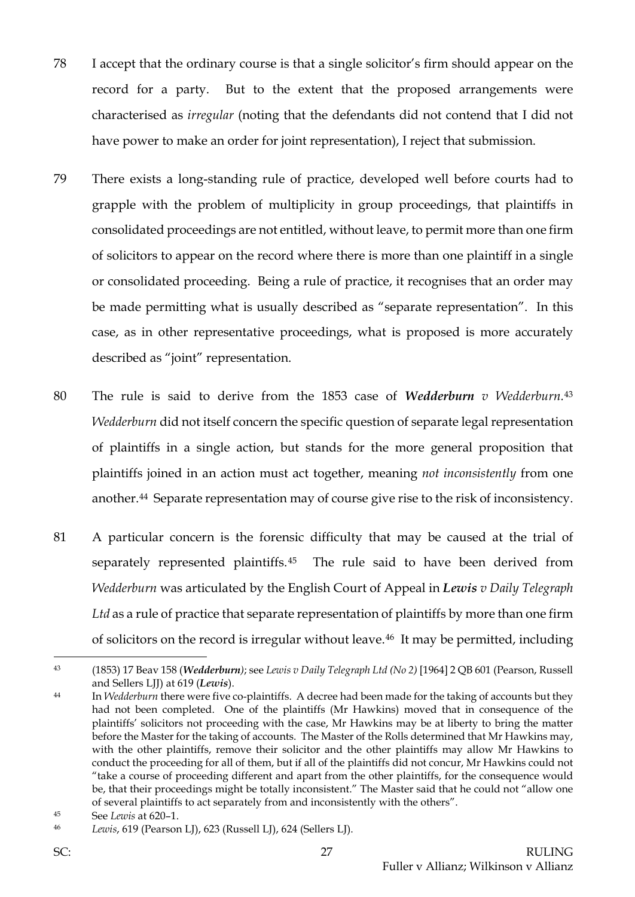78 I accept that the ordinary course is that a single solicitor's firm should appear on the record for a party. But to the extent that the proposed arrangements were characterised as *irregular* (noting that the defendants did not contend that I did not have power to make an order for joint representation), I reject that submission.

79 There exists a long-standing rule of practice, developed well before courts had to grapple with the problem of multiplicity in group proceedings, that plaintiffs in consolidated proceedings are not entitled, without leave, to permit more than one firm of solicitors to appear on the record where there is more than one plaintiff in a single or consolidated proceeding. Being a rule of practice, it recognises that an order may be made permitting what is usually described as "separate representation". In this case, as in other representative proceedings, what is proposed is more accurately described as "joint" representation.

80 The rule is said to derive from the 1853 case of ***Wedderburn** v Wedderburn*.[43] *Wedderburn* did not itself concern the specific question of separate legal representation of plaintiffs in a single action, but stands for the more general proposition that plaintiffs joined in an action must act together, meaning *not inconsistently* from one another.[44] Separate representation may of course give rise to the risk of inconsistency.

81 A particular concern is the forensic difficulty that may be caused at the trial of separately represented plaintiffs.[45] The rule said to have been derived from *Wedderburn* was articulated by the English Court of Appeal in ***Lewis** v Daily Telegraph Ltd* as a rule of practice that separate representation of plaintiffs by more than one firm of solicitors on the record is irregular without leave.[46] It may be permitted, including

---

[43] (1853) 17 Beav 158 (***Wedderburn***); see *Lewis v Daily Telegraph Ltd (No 2)* [1964] 2 QB 601 (Pearson, Russell and Sellers LJJ) at 619 (***Lewis***).

[44] In *Wedderburn* there were five co-plaintiffs. A decree had been made for the taking of accounts but they had not been completed. One of the plaintiffs (Mr Hawkins) moved that in consequence of the plaintiffs' solicitors not proceeding with the case, Mr Hawkins may be at liberty to bring the matter before the Master for the taking of accounts. The Master of the Rolls determined that Mr Hawkins may, with the other plaintiffs, remove their solicitor and the other plaintiffs may allow Mr Hawkins to conduct the proceeding for all of them, but if all of the plaintiffs did not concur, Mr Hawkins could not "take a course of proceeding different and apart from the other plaintiffs, for the consequence would be, that their proceedings might be totally inconsistent." The Master said that he could not "allow one of several plaintiffs to act separately from and inconsistently with the others".

[45] See *Lewis* at 620–1.

[46] *Lewis*, 619 (Pearson LJ), 623 (Russell LJ), 624 (Sellers LJ).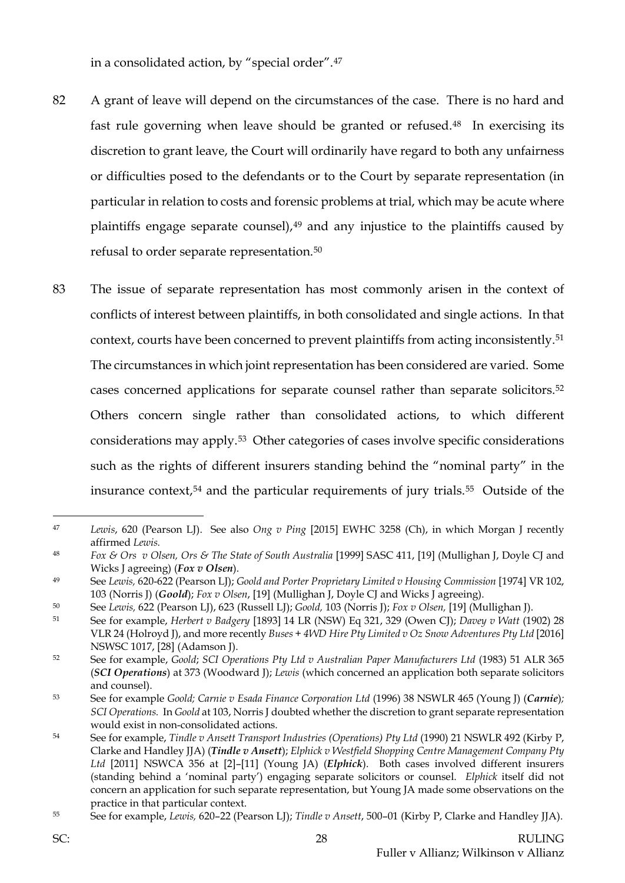in a consolidated action, by "special order".[47]

82 A grant of leave will depend on the circumstances of the case. There is no hard and fast rule governing when leave should be granted or refused.[48] In exercising its discretion to grant leave, the Court will ordinarily have regard to both any unfairness or difficulties posed to the defendants or to the Court by separate representation (in particular in relation to costs and forensic problems at trial, which may be acute where plaintiffs engage separate counsel),[49] and any injustice to the plaintiffs caused by refusal to order separate representation.[50]

83 The issue of separate representation has most commonly arisen in the context of conflicts of interest between plaintiffs, in both consolidated and single actions. In that context, courts have been concerned to prevent plaintiffs from acting inconsistently.[51] The circumstances in which joint representation has been considered are varied. Some cases concerned applications for separate counsel rather than separate solicitors.[52] Others concern single rather than consolidated actions, to which different considerations may apply.[53] Other categories of cases involve specific considerations such as the rights of different insurers standing behind the "nominal party" in the insurance context,[54] and the particular requirements of jury trials.[55] Outside of the

---

[47] *Lewis*, 620 (Pearson LJ). See also *Ong v Ping* [2015] EWHC 3258 (Ch), in which Morgan J recently affirmed *Lewis.*

[48] *Fox & Ors v Olsen, Ors & The State of South Australia* [1999] SASC 411, [19] (Mullighan J, Doyle CJ and Wicks J agreeing) (***Fox v Olsen***).

[49] See *Lewis,* 620-622 (Pearson LJ); *Goold and Porter Proprietary Limited v Housing Commission* [1974] VR 102, 103 (Norris J) (***Goold***); *Fox v Olsen*, [19] (Mullighan J, Doyle CJ and Wicks J agreeing).

[50] See *Lewis,* 622 (Pearson LJ), 623 (Russell LJ); *Goold,* 103 (Norris J); *Fox v Olsen,* [19] (Mullighan J).

[51] See for example, *Herbert v Badgery* [1893] 14 LR (NSW) Eq 321, 329 (Owen CJ); *Davey v Watt* (1902) 28 VLR 24 (Holroyd J), and more recently *Buses + 4WD Hire Pty Limited v Oz Snow Adventures Pty Ltd* [2016] NSWSC 1017, [28] (Adamson J).

[52] See for example, *Goold*; *SCI Operations Pty Ltd v Australian Paper Manufacturers Ltd* (1983) 51 ALR 365 (***SCI Operations***) at 373 (Woodward J); *Lewis* (which concerned an application both separate solicitors and counsel).

[53] See for example *Goold; Carnie v Esada Finance Corporation Ltd* (1996) 38 NSWLR 465 (Young J) (***Carnie***)*; SCI Operations.* In *Goold* at 103, Norris J doubted whether the discretion to grant separate representation would exist in non-consolidated actions.

[54] See for example, *Tindle v Ansett Transport Industries (Operations) Pty Ltd* (1990) 21 NSWLR 492 (Kirby P, Clarke and Handley JJA) (***Tindle v Ansett***); *Elphick v Westfield Shopping Centre Management Company Pty Ltd* [2011] NSWCA 356 at [2]–[11] (Young JA) (***Elphick***). Both cases involved different insurers (standing behind a 'nominal party') engaging separate solicitors or counsel. *Elphick* itself did not concern an application for such separate representation, but Young JA made some observations on the practice in that particular context.

[55] See for example, *Lewis,* 620–22 (Pearson LJ); *Tindle v Ansett*, 500–01 (Kirby P, Clarke and Handley JJA).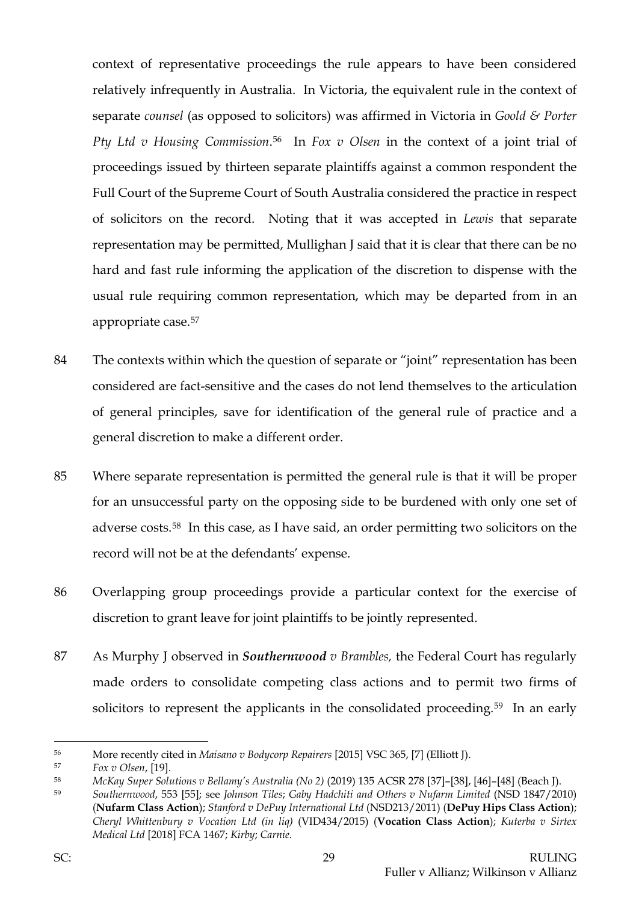context of representative proceedings the rule appears to have been considered relatively infrequently in Australia. In Victoria, the equivalent rule in the context of separate *counsel* (as opposed to solicitors) was affirmed in Victoria in *Goold & Porter Pty Ltd v Housing Commission*.[56] In *Fox v Olsen* in the context of a joint trial of proceedings issued by thirteen separate plaintiffs against a common respondent the Full Court of the Supreme Court of South Australia considered the practice in respect of solicitors on the record. Noting that it was accepted in *Lewis* that separate representation may be permitted, Mullighan J said that it is clear that there can be no hard and fast rule informing the application of the discretion to dispense with the usual rule requiring common representation, which may be departed from in an appropriate case.[57]

84 The contexts within which the question of separate or "joint" representation has been considered are fact-sensitive and the cases do not lend themselves to the articulation of general principles, save for identification of the general rule of practice and a general discretion to make a different order.

85 Where separate representation is permitted the general rule is that it will be proper for an unsuccessful party on the opposing side to be burdened with only one set of adverse costs.[58] In this case, as I have said, an order permitting two solicitors on the record will not be at the defendants' expense.

86 Overlapping group proceedings provide a particular context for the exercise of discretion to grant leave for joint plaintiffs to be jointly represented.

87 As Murphy J observed in ***Southernwood*** *v Brambles,* the Federal Court has regularly made orders to consolidate competing class actions and to permit two firms of solicitors to represent the applicants in the consolidated proceeding.[59] In an early

---

[56] More recently cited in *Maisano v Bodycorp Repairers* [2015] VSC 365, [7] (Elliott J).

[57] *Fox v Olsen*, [19].

[58] *McKay Super Solutions v Bellamy's Australia (No 2)* (2019) 135 ACSR 278 [37]–[38], [46]–[48] (Beach J).

[59] *Southernwood*, 553 [55]; see *Johnson Tiles*; *Gaby Hadchiti and Others v Nufarm Limited* (NSD 1847/2010) (**Nufarm Class Action**); *Stanford v DePuy International Ltd* (NSD213/2011) (**DePuy Hips Class Action**); *Cheryl Whittenbury v Vocation Ltd (in liq)* (VID434/2015) (**Vocation Class Action**); *Kuterba v Sirtex Medical Ltd* [2018] FCA 1467; *Kirby*; *Carnie*.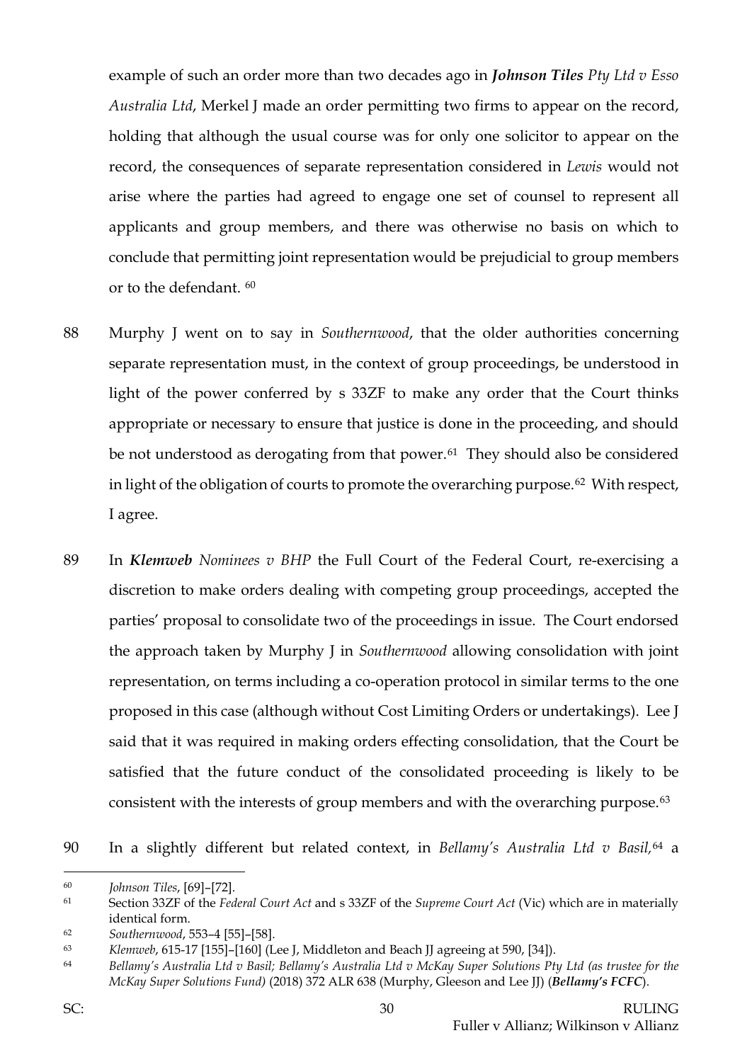example of such an order more than two decades ago in ***Johnson Tiles*** *Pty Ltd v Esso Australia Ltd*, Merkel J made an order permitting two firms to appear on the record, holding that although the usual course was for only one solicitor to appear on the record, the consequences of separate representation considered in *Lewis* would not arise where the parties had agreed to engage one set of counsel to represent all applicants and group members, and there was otherwise no basis on which to conclude that permitting joint representation would be prejudicial to group members or to the defendant. [60]

88 Murphy J went on to say in *Southernwood*, that the older authorities concerning separate representation must, in the context of group proceedings, be understood in light of the power conferred by s 33ZF to make any order that the Court thinks appropriate or necessary to ensure that justice is done in the proceeding, and should be not understood as derogating from that power.[61] They should also be considered in light of the obligation of courts to promote the overarching purpose.[62] With respect, I agree.

89 In ***Klemweb*** *Nominees v BHP* the Full Court of the Federal Court, re-exercising a discretion to make orders dealing with competing group proceedings, accepted the parties' proposal to consolidate two of the proceedings in issue. The Court endorsed the approach taken by Murphy J in *Southernwood* allowing consolidation with joint representation, on terms including a co-operation protocol in similar terms to the one proposed in this case (although without Cost Limiting Orders or undertakings). Lee J said that it was required in making orders effecting consolidation, that the Court be satisfied that the future conduct of the consolidated proceeding is likely to be consistent with the interests of group members and with the overarching purpose.[63]

90 In a slightly different but related context, in *Bellamy's Australia Ltd v Basil,*[64] a

---

[60] *Johnson Tiles*, [69]–[72].

[61] Section 33ZF of the *Federal Court Act* and s 33ZF of the *Supreme Court Act* (Vic) which are in materially identical form.

[62] *Southernwood*, 553–4 [55]–[58].

[63] *Klemweb*, 615-17 [155]–[160] (Lee J, Middleton and Beach JJ agreeing at 590, [34]).

[64] *Bellamy's Australia Ltd v Basil; Bellamy's Australia Ltd v McKay Super Solutions Pty Ltd (as trustee for the McKay Super Solutions Fund)* (2018) 372 ALR 638 (Murphy, Gleeson and Lee JJ) (***Bellamy's FCFC***).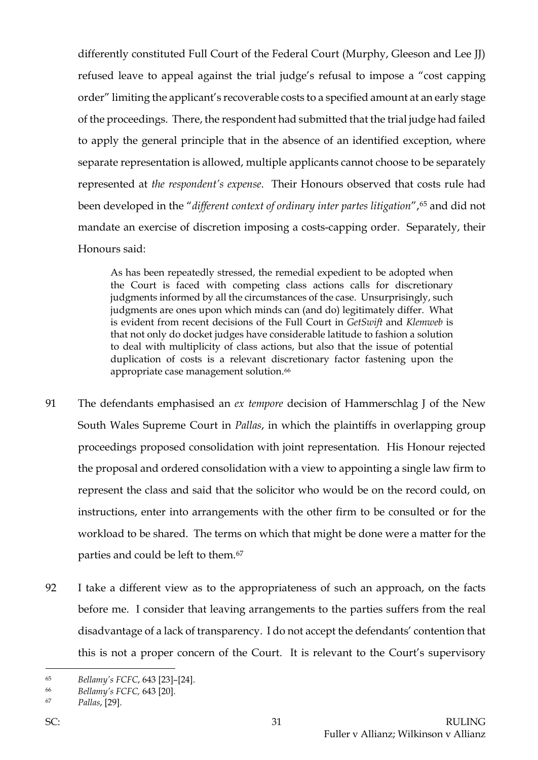differently constituted Full Court of the Federal Court (Murphy, Gleeson and Lee JJ) refused leave to appeal against the trial judge's refusal to impose a "cost capping order" limiting the applicant's recoverable costs to a specified amount at an early stage of the proceedings. There, the respondent had submitted that the trial judge had failed to apply the general principle that in the absence of an identified exception, where separate representation is allowed, multiple applicants cannot choose to be separately represented at *the respondent's expense*. Their Honours observed that costs rule had been developed in the "*different context of ordinary inter partes litigation*",[65] and did not mandate an exercise of discretion imposing a costs-capping order. Separately, their Honours said:

> As has been repeatedly stressed, the remedial expedient to be adopted when the Court is faced with competing class actions calls for discretionary judgments informed by all the circumstances of the case. Unsurprisingly, such judgments are ones upon which minds can (and do) legitimately differ. What is evident from recent decisions of the Full Court in *GetSwift* and *Klemweb* is that not only do docket judges have considerable latitude to fashion a solution to deal with multiplicity of class actions, but also that the issue of potential duplication of costs is a relevant discretionary factor fastening upon the appropriate case management solution.[66]

91 The defendants emphasised an *ex tempore* decision of Hammerschlag J of the New South Wales Supreme Court in *Pallas*, in which the plaintiffs in overlapping group proceedings proposed consolidation with joint representation. His Honour rejected the proposal and ordered consolidation with a view to appointing a single law firm to represent the class and said that the solicitor who would be on the record could, on instructions, enter into arrangements with the other firm to be consulted or for the workload to be shared. The terms on which that might be done were a matter for the parties and could be left to them.[67]

92 I take a different view as to the appropriateness of such an approach, on the facts before me. I consider that leaving arrangements to the parties suffers from the real disadvantage of a lack of transparency. I do not accept the defendants' contention that this is not a proper concern of the Court. It is relevant to the Court's supervisory

---

[65] *Bellamy's FCFC*, 643 [23]–[24].

[66] *Bellamy's FCFC,* 643 [20].

[67] *Pallas*, [29].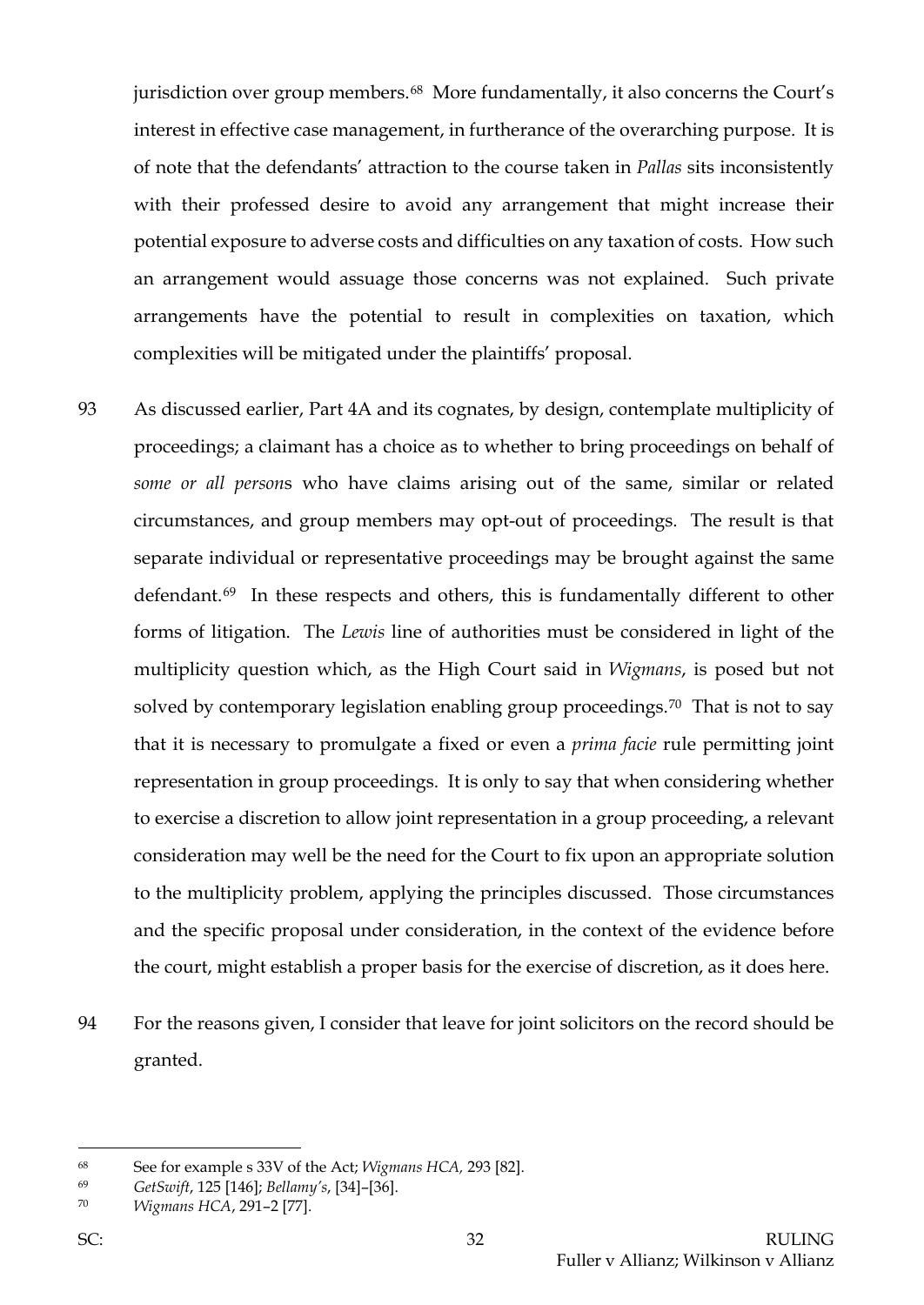jurisdiction over group members.[68] More fundamentally, it also concerns the Court's interest in effective case management, in furtherance of the overarching purpose. It is of note that the defendants' attraction to the course taken in *Pallas* sits inconsistently with their professed desire to avoid any arrangement that might increase their potential exposure to adverse costs and difficulties on any taxation of costs. How such an arrangement would assuage those concerns was not explained. Such private arrangements have the potential to result in complexities on taxation, which complexities will be mitigated under the plaintiffs' proposal.

93 As discussed earlier, Part 4A and its cognates, by design, contemplate multiplicity of proceedings; a claimant has a choice as to whether to bring proceedings on behalf of *some or all person*s who have claims arising out of the same, similar or related circumstances, and group members may opt-out of proceedings. The result is that separate individual or representative proceedings may be brought against the same defendant.[69] In these respects and others, this is fundamentally different to other forms of litigation. The *Lewis* line of authorities must be considered in light of the multiplicity question which, as the High Court said in *Wigmans*, is posed but not solved by contemporary legislation enabling group proceedings.[70] That is not to say that it is necessary to promulgate a fixed or even a *prima facie* rule permitting joint representation in group proceedings. It is only to say that when considering whether to exercise a discretion to allow joint representation in a group proceeding, a relevant consideration may well be the need for the Court to fix upon an appropriate solution to the multiplicity problem, applying the principles discussed. Those circumstances and the specific proposal under consideration, in the context of the evidence before the court, might establish a proper basis for the exercise of discretion, as it does here.

94 For the reasons given, I consider that leave for joint solicitors on the record should be granted.

---

[68] See for example s 33V of the Act; *Wigmans HCA,* 293 [82].

[69] *GetSwift*, 125 [146]; *Bellamy's*, [34]–[36].

[70] *Wigmans HCA*, 291–2 [77].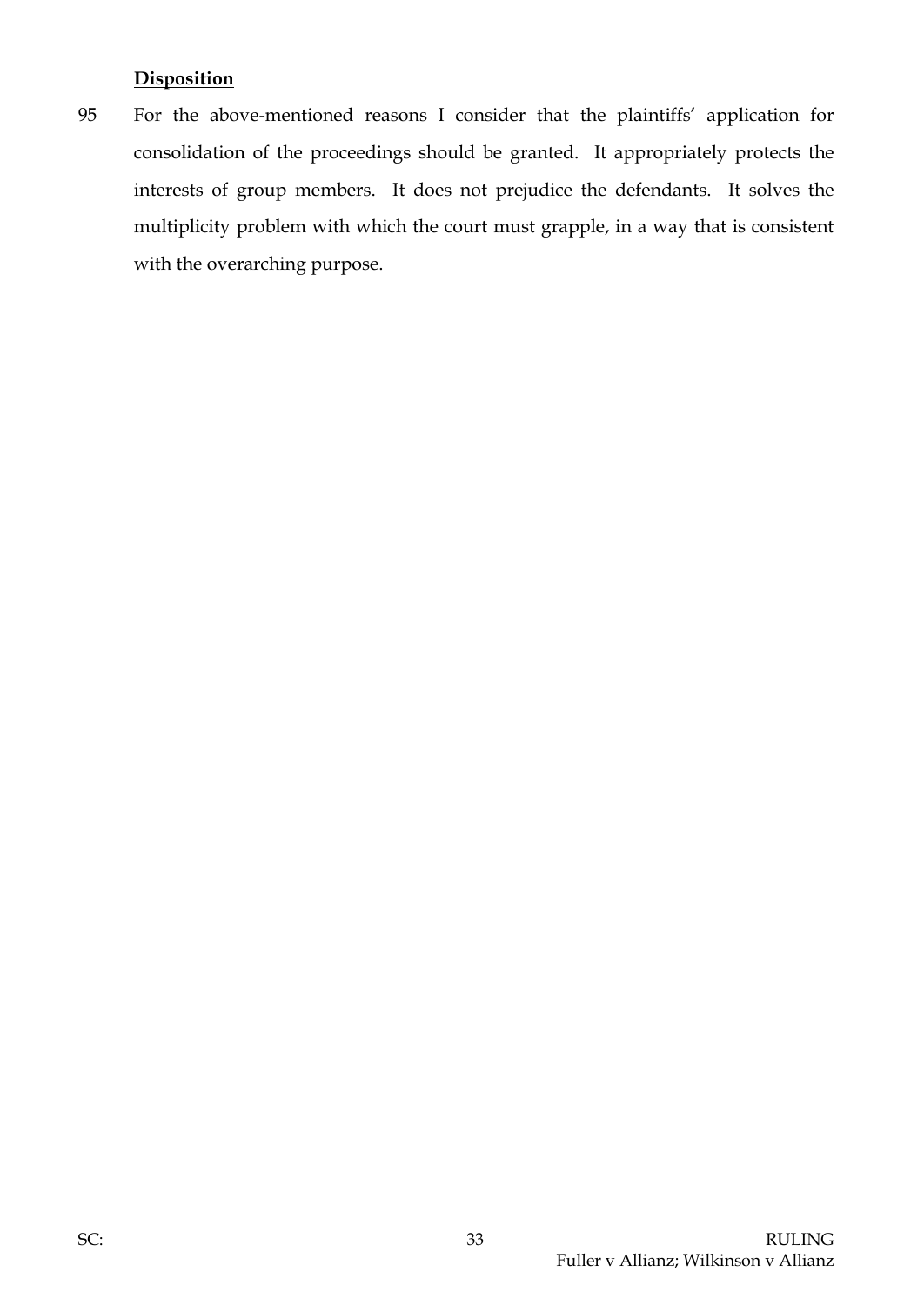## **Disposition**

95 For the above-mentioned reasons I consider that the plaintiffs' application for consolidation of the proceedings should be granted. It appropriately protects the interests of group members. It does not prejudice the defendants. It solves the multiplicity problem with which the court must grapple, in a way that is consistent with the overarching purpose.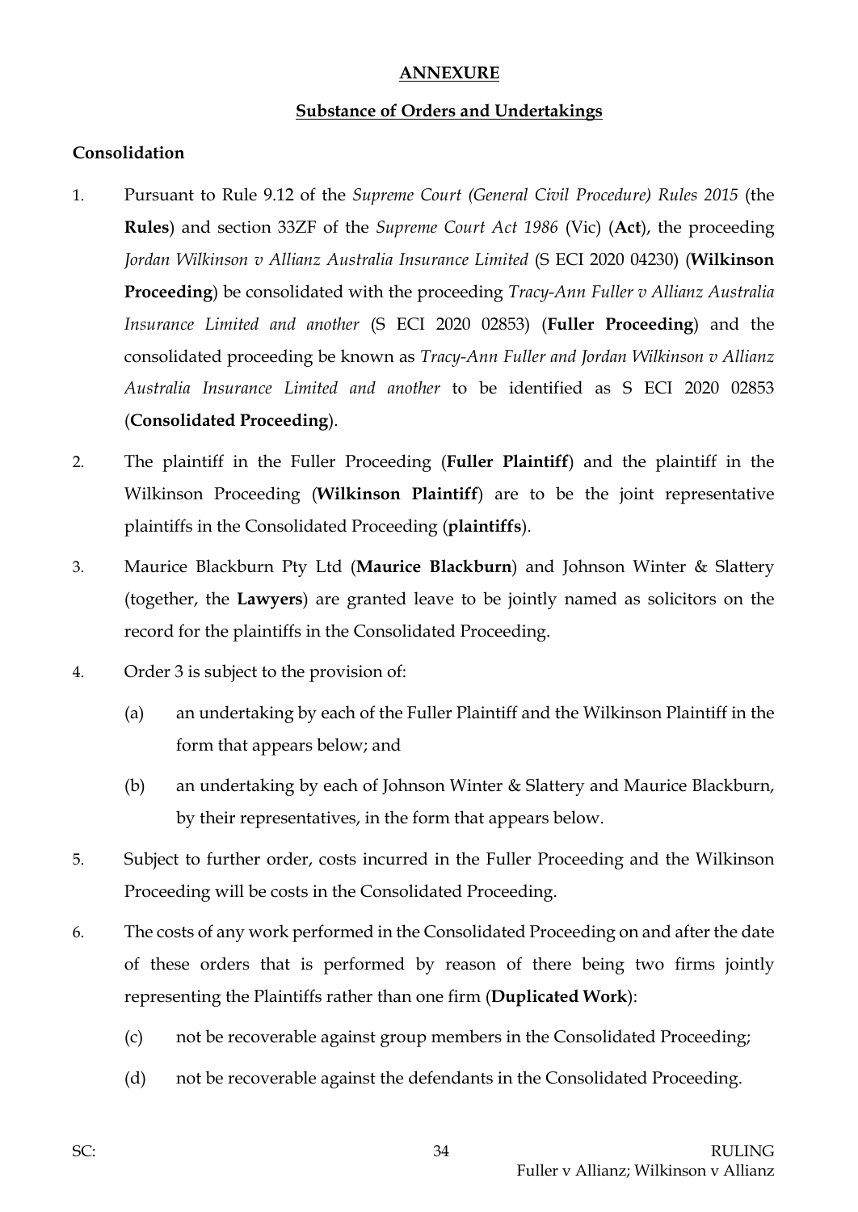## ANNEXURE

## Substance of Orders and Undertakings

**Consolidation**

1. Pursuant to Rule 9.12 of the *Supreme Court (General Civil Procedure) Rules 2015* (the **Rules**) and section 33ZF of the *Supreme Court Act 1986* (Vic) (**Act**), the proceeding *Jordan Wilkinson v Allianz Australia Insurance Limited* (S ECI 2020 04230) (**Wilkinson Proceeding**) be consolidated with the proceeding *Tracy-Ann Fuller v Allianz Australia Insurance Limited and another* (S ECI 2020 02853) (**Fuller Proceeding**) and the consolidated proceeding be known as *Tracy-Ann Fuller and Jordan Wilkinson v Allianz Australia Insurance Limited and another* to be identified as S ECI 2020 02853 (**Consolidated Proceeding**).

2. The plaintiff in the Fuller Proceeding (**Fuller Plaintiff**) and the plaintiff in the Wilkinson Proceeding (**Wilkinson Plaintiff**) are to be the joint representative plaintiffs in the Consolidated Proceeding (**plaintiffs**).

3. Maurice Blackburn Pty Ltd (**Maurice Blackburn**) and Johnson Winter & Slattery (together, the **Lawyers**) are granted leave to be jointly named as solicitors on the record for the plaintiffs in the Consolidated Proceeding.

4. Order 3 is subject to the provision of:

   (a) an undertaking by each of the Fuller Plaintiff and the Wilkinson Plaintiff in the form that appears below; and

   (b) an undertaking by each of Johnson Winter & Slattery and Maurice Blackburn, by their representatives, in the form that appears below.

5. Subject to further order, costs incurred in the Fuller Proceeding and the Wilkinson Proceeding will be costs in the Consolidated Proceeding.

6. The costs of any work performed in the Consolidated Proceeding on and after the date of these orders that is performed by reason of there being two firms jointly representing the Plaintiffs rather than one firm (**Duplicated Work**):

   (c) not be recoverable against group members in the Consolidated Proceeding;

   (d) not be recoverable against the defendants in the Consolidated Proceeding.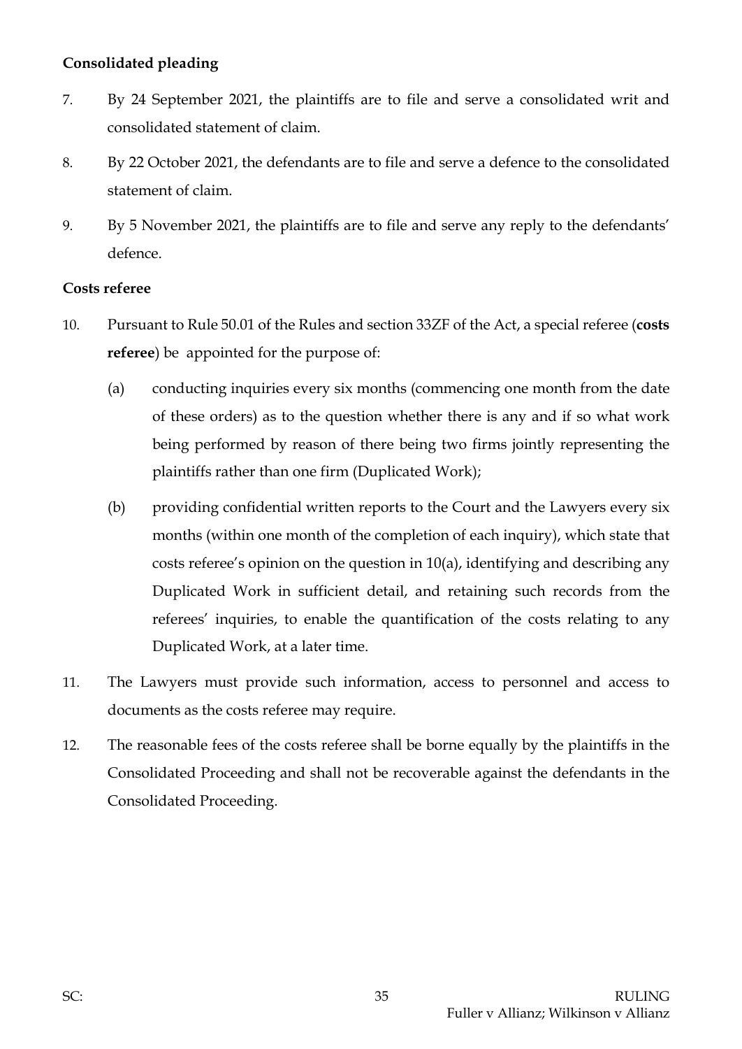**Consolidated pleading**

7. By 24 September 2021, the plaintiffs are to file and serve a consolidated writ and consolidated statement of claim.

8. By 22 October 2021, the defendants are to file and serve a defence to the consolidated statement of claim.

9. By 5 November 2021, the plaintiffs are to file and serve any reply to the defendants' defence.

**Costs referee**

10. Pursuant to Rule 50.01 of the Rules and section 33ZF of the Act, a special referee (**costs referee**) be appointed for the purpose of:

    (a) conducting inquiries every six months (commencing one month from the date of these orders) as to the question whether there is any and if so what work being performed by reason of there being two firms jointly representing the plaintiffs rather than one firm (Duplicated Work);

    (b) providing confidential written reports to the Court and the Lawyers every six months (within one month of the completion of each inquiry), which state that costs referee's opinion on the question in 10(a), identifying and describing any Duplicated Work in sufficient detail, and retaining such records from the referees' inquiries, to enable the quantification of the costs relating to any Duplicated Work, at a later time.

11. The Lawyers must provide such information, access to personnel and access to documents as the costs referee may require.

12. The reasonable fees of the costs referee shall be borne equally by the plaintiffs in the Consolidated Proceeding and shall not be recoverable against the defendants in the Consolidated Proceeding.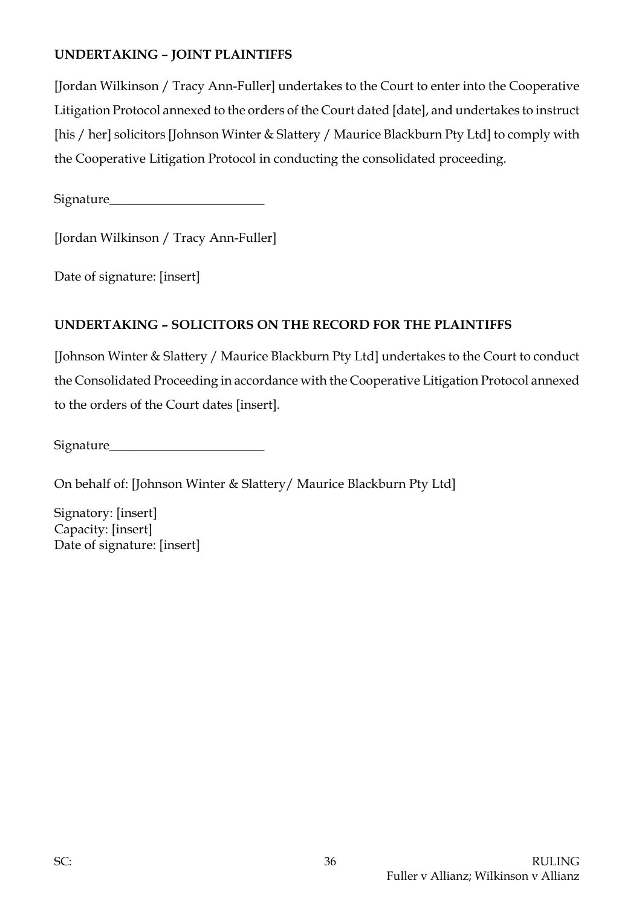**UNDERTAKING – JOINT PLAINTIFFS**

[Jordan Wilkinson / Tracy Ann-Fuller] undertakes to the Court to enter into the Cooperative Litigation Protocol annexed to the orders of the Court dated [date], and undertakes to instruct [his / her] solicitors [Johnson Winter & Slattery / Maurice Blackburn Pty Ltd] to comply with the Cooperative Litigation Protocol in conducting the consolidated proceeding.

Signature________________________

[Jordan Wilkinson / Tracy Ann-Fuller]

Date of signature: [insert]

**UNDERTAKING – SOLICITORS ON THE RECORD FOR THE PLAINTIFFS**

[Johnson Winter & Slattery / Maurice Blackburn Pty Ltd] undertakes to the Court to conduct the Consolidated Proceeding in accordance with the Cooperative Litigation Protocol annexed to the orders of the Court dates [insert].

Signature________________________

On behalf of: [Johnson Winter & Slattery/ Maurice Blackburn Pty Ltd]

Signatory: [insert]
Capacity: [insert]
Date of signature: [insert]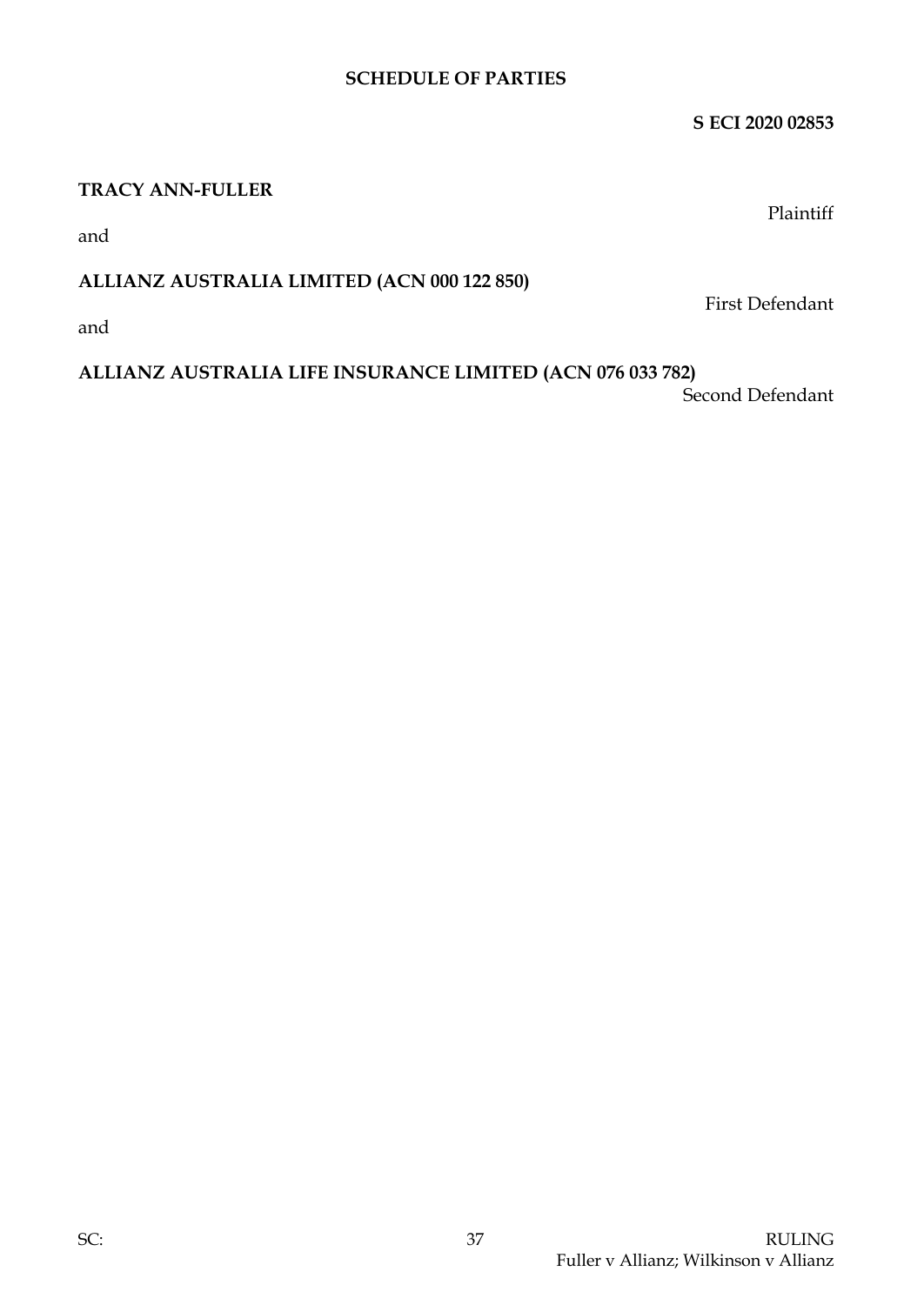**SCHEDULE OF PARTIES**

**S ECI 2020 02853**

**TRACY ANN-FULLER**

Plaintiff

and

**ALLIANZ AUSTRALIA LIMITED (ACN 000 122 850)**

First Defendant

and

**ALLIANZ AUSTRALIA LIFE INSURANCE LIMITED (ACN 076 033 782)**

Second Defendant